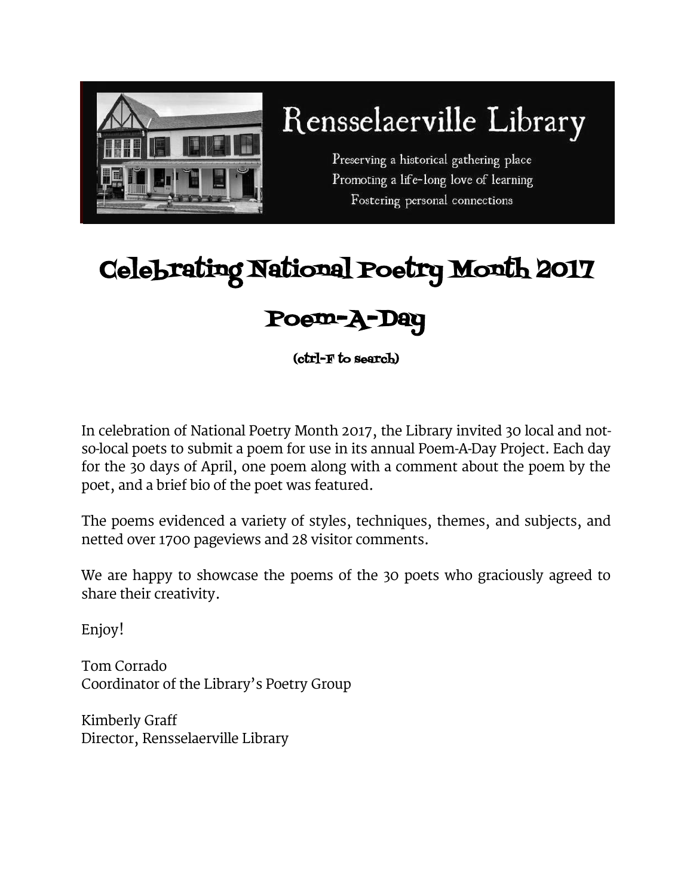# Rensselaerville Library

Preserving a historical gathering place
Promoting a life-long love of learning
Fostering personal connections

# Celebrating National Poetry Month 2017

## Poem-A-Day

(ctrl-F to search)

In celebration of National Poetry Month 2017, the Library invited 30 local and not-so-local poets to submit a poem for use in its annual Poem-A-Day Project. Each day for the 30 days of April, one poem along with a comment about the poem by the poet, and a brief bio of the poet was featured.

The poems evidenced a variety of styles, techniques, themes, and subjects, and netted over 1700 pageviews and 28 visitor comments.

We are happy to showcase the poems of the 30 poets who graciously agreed to share their creativity.

Enjoy!

Tom Corrado
Coordinator of the Library's Poetry Group

Kimberly Graff
Director, Rensselaerville Library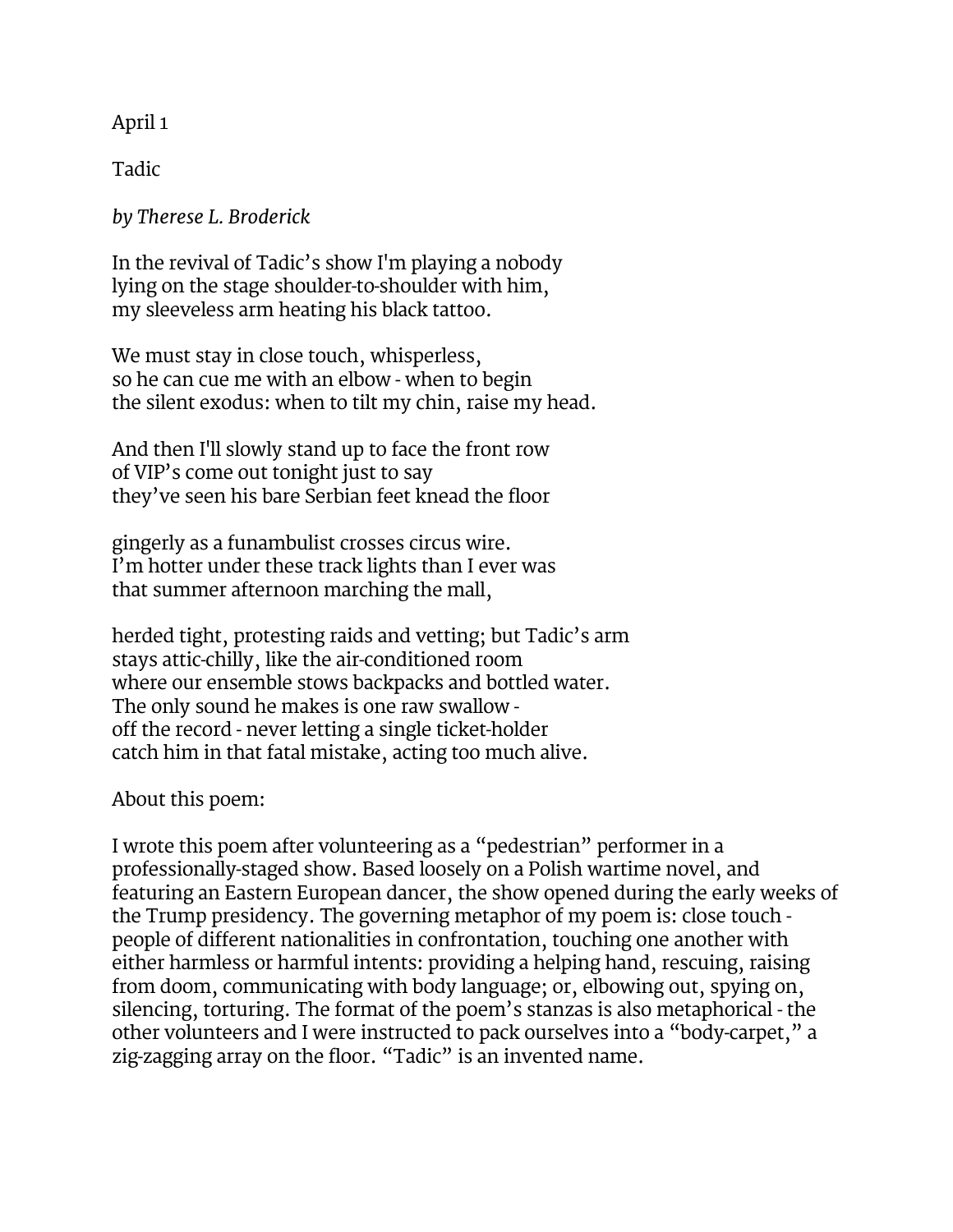April 1

Tadic

*by Therese L. Broderick*

In the revival of Tadic's show I'm playing a nobody
lying on the stage shoulder-to-shoulder with him,
my sleeveless arm heating his black tattoo.

We must stay in close touch, whisperless,
so he can cue me with an elbow - when to begin
the silent exodus: when to tilt my chin, raise my head.

And then I'll slowly stand up to face the front row
of VIP's come out tonight just to say
they've seen his bare Serbian feet knead the floor

gingerly as a funambulist crosses circus wire.
I'm hotter under these track lights than I ever was
that summer afternoon marching the mall,

herded tight, protesting raids and vetting; but Tadic's arm
stays attic-chilly, like the air-conditioned room
where our ensemble stows backpacks and bottled water.
The only sound he makes is one raw swallow -
off the record - never letting a single ticket-holder
catch him in that fatal mistake, acting too much alive.

About this poem:

I wrote this poem after volunteering as a "pedestrian" performer in a professionally-staged show. Based loosely on a Polish wartime novel, and featuring an Eastern European dancer, the show opened during the early weeks of the Trump presidency. The governing metaphor of my poem is: close touch - people of different nationalities in confrontation, touching one another with either harmless or harmful intents: providing a helping hand, rescuing, raising from doom, communicating with body language; or, elbowing out, spying on, silencing, torturing. The format of the poem's stanzas is also metaphorical - the other volunteers and I were instructed to pack ourselves into a "body-carpet," a zig-zagging array on the floor. "Tadic" is an invented name.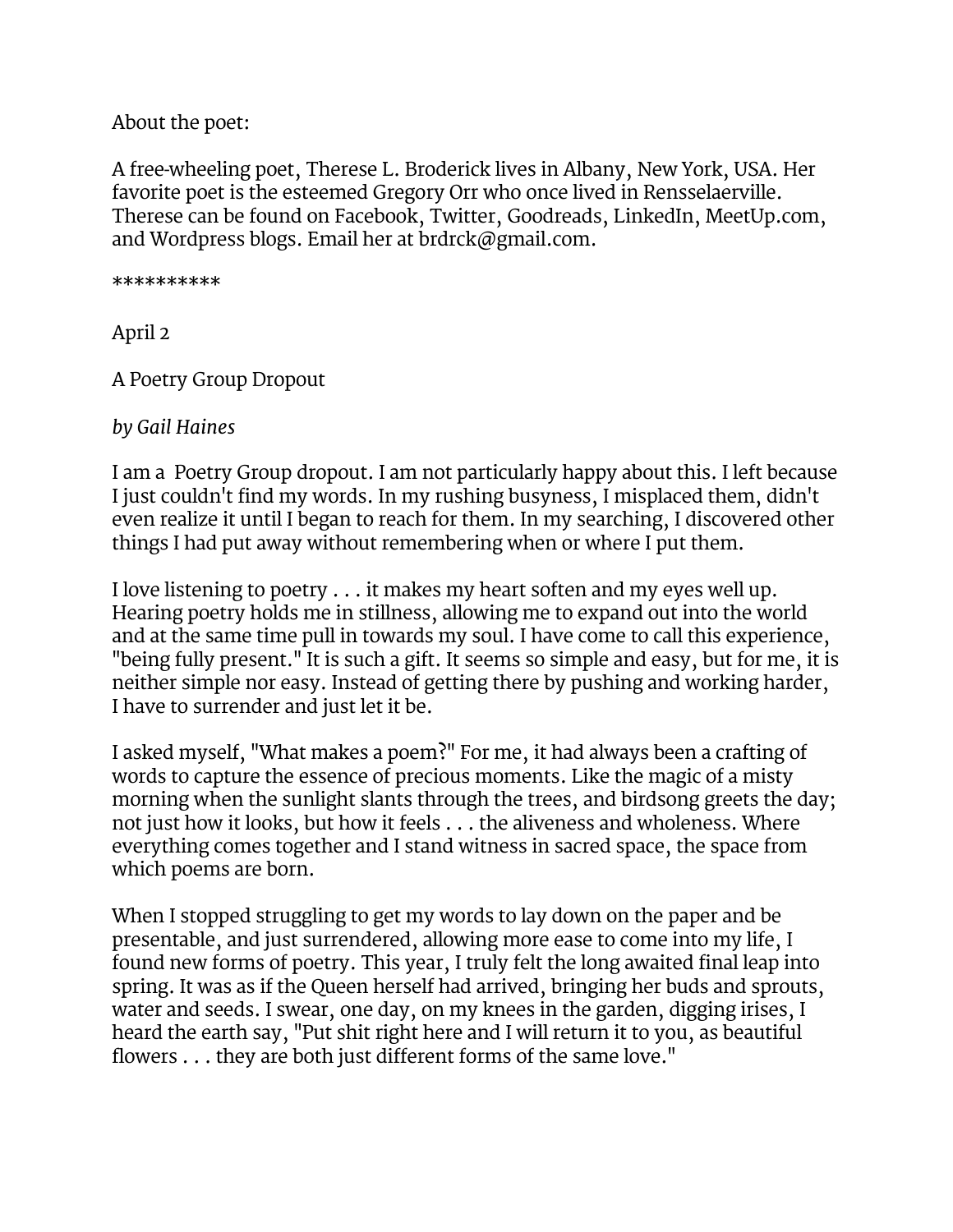About the poet:

A free-wheeling poet, Therese L. Broderick lives in Albany, New York, USA. Her favorite poet is the esteemed Gregory Orr who once lived in Rensselaerville. Therese can be found on Facebook, Twitter, Goodreads, LinkedIn, MeetUp.com, and Wordpress blogs. Email her at brdrck@gmail.com.

**********

April 2

A Poetry Group Dropout

*by Gail Haines*

I am a Poetry Group dropout. I am not particularly happy about this. I left because I just couldn't find my words. In my rushing busyness, I misplaced them, didn't even realize it until I began to reach for them. In my searching, I discovered other things I had put away without remembering when or where I put them.

I love listening to poetry . . . it makes my heart soften and my eyes well up. Hearing poetry holds me in stillness, allowing me to expand out into the world and at the same time pull in towards my soul. I have come to call this experience, "being fully present." It is such a gift. It seems so simple and easy, but for me, it is neither simple nor easy. Instead of getting there by pushing and working harder, I have to surrender and just let it be.

I asked myself, "What makes a poem?" For me, it had always been a crafting of words to capture the essence of precious moments. Like the magic of a misty morning when the sunlight slants through the trees, and birdsong greets the day; not just how it looks, but how it feels . . . the aliveness and wholeness. Where everything comes together and I stand witness in sacred space, the space from which poems are born.

When I stopped struggling to get my words to lay down on the paper and be presentable, and just surrendered, allowing more ease to come into my life, I found new forms of poetry. This year, I truly felt the long awaited final leap into spring. It was as if the Queen herself had arrived, bringing her buds and sprouts, water and seeds. I swear, one day, on my knees in the garden, digging irises, I heard the earth say, "Put shit right here and I will return it to you, as beautiful flowers . . . they are both just different forms of the same love."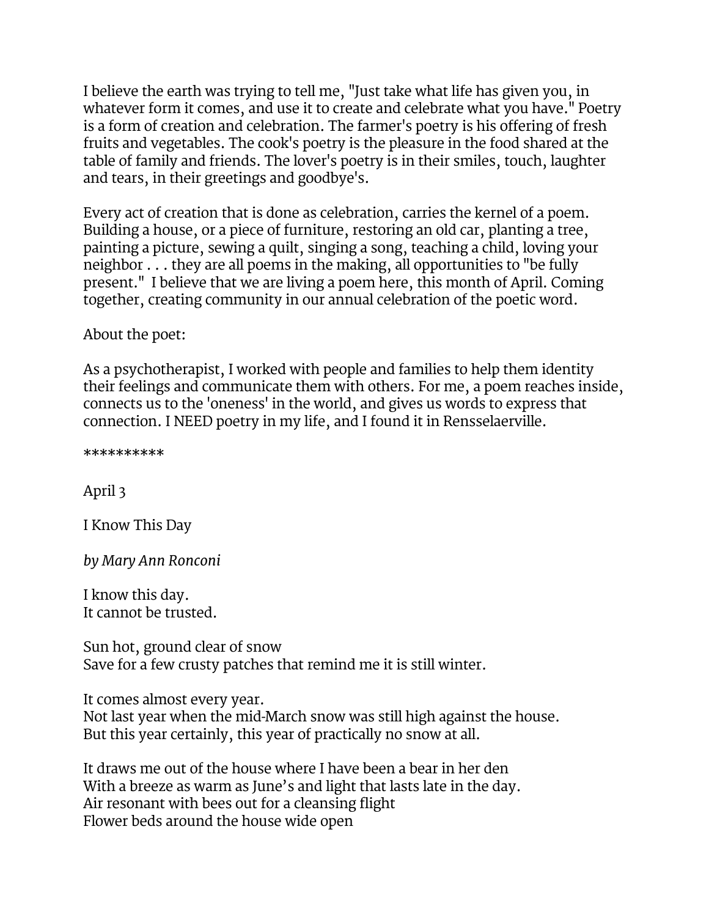I believe the earth was trying to tell me, "Just take what life has given you, in whatever form it comes, and use it to create and celebrate what you have." Poetry is a form of creation and celebration. The farmer's poetry is his offering of fresh fruits and vegetables. The cook's poetry is the pleasure in the food shared at the table of family and friends. The lover's poetry is in their smiles, touch, laughter and tears, in their greetings and goodbye's.

Every act of creation that is done as celebration, carries the kernel of a poem. Building a house, or a piece of furniture, restoring an old car, planting a tree, painting a picture, sewing a quilt, singing a song, teaching a child, loving your neighbor . . . they are all poems in the making, all opportunities to "be fully present." I believe that we are living a poem here, this month of April. Coming together, creating community in our annual celebration of the poetic word.

About the poet:

As a psychotherapist, I worked with people and families to help them identity their feelings and communicate them with others. For me, a poem reaches inside, connects us to the 'oneness' in the world, and gives us words to express that connection. I NEED poetry in my life, and I found it in Rensselaerville.

**********

April 3

I Know This Day

*by Mary Ann Ronconi*

I know this day.  
It cannot be trusted.

Sun hot, ground clear of snow  
Save for a few crusty patches that remind me it is still winter.

It comes almost every year.  
Not last year when the mid-March snow was still high against the house.  
But this year certainly, this year of practically no snow at all.

It draws me out of the house where I have been a bear in her den  
With a breeze as warm as June's and light that lasts late in the day.  
Air resonant with bees out for a cleansing flight  
Flower beds around the house wide open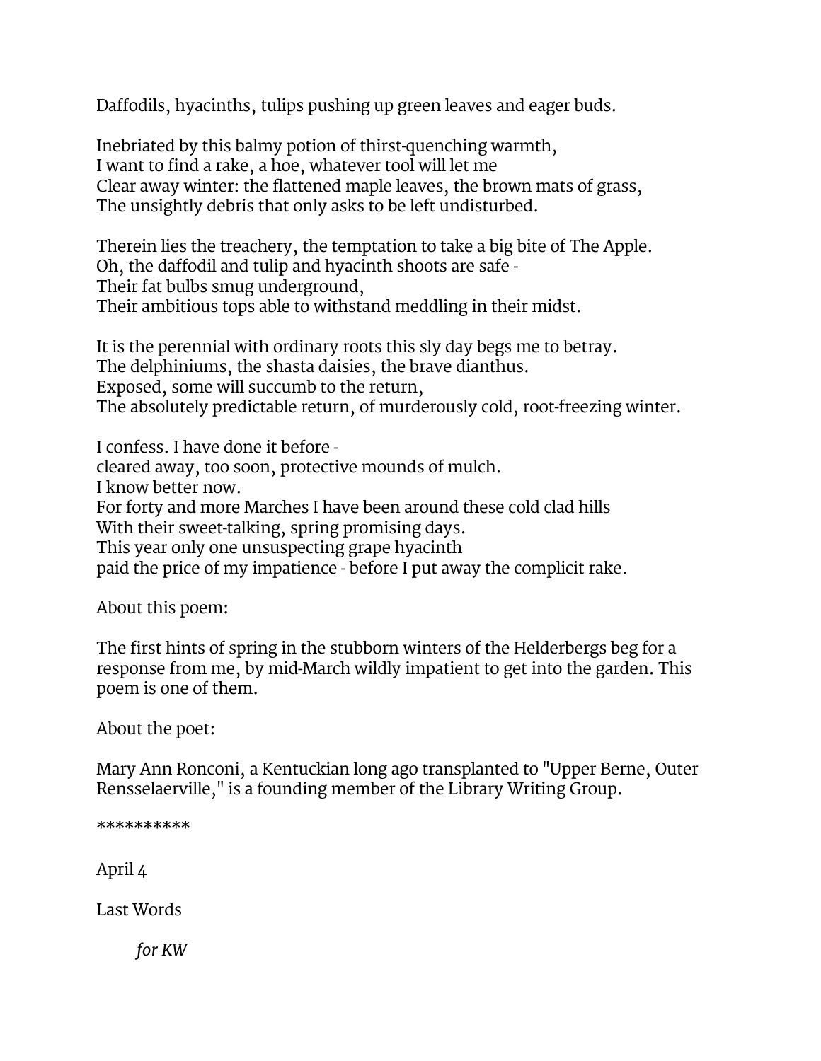Daffodils, hyacinths, tulips pushing up green leaves and eager buds.

Inebriated by this balmy potion of thirst-quenching warmth,
I want to find a rake, a hoe, whatever tool will let me
Clear away winter: the flattened maple leaves, the brown mats of grass,
The unsightly debris that only asks to be left undisturbed.

Therein lies the treachery, the temptation to take a big bite of The Apple.
Oh, the daffodil and tulip and hyacinth shoots are safe -
Their fat bulbs smug underground,
Their ambitious tops able to withstand meddling in their midst.

It is the perennial with ordinary roots this sly day begs me to betray.
The delphiniums, the shasta daisies, the brave dianthus.
Exposed, some will succumb to the return,
The absolutely predictable return, of murderously cold, root-freezing winter.

I confess. I have done it before -
cleared away, too soon, protective mounds of mulch.
I know better now.
For forty and more Marches I have been around these cold clad hills
With their sweet-talking, spring promising days.
This year only one unsuspecting grape hyacinth
paid the price of my impatience - before I put away the complicit rake.

About this poem:

The first hints of spring in the stubborn winters of the Helderbergs beg for a response from me, by mid-March wildly impatient to get into the garden. This poem is one of them.

About the poet:

Mary Ann Ronconi, a Kentuckian long ago transplanted to "Upper Berne, Outer Rensselaerville," is a founding member of the Library Writing Group.

**********

April 4

Last Words

*for KW*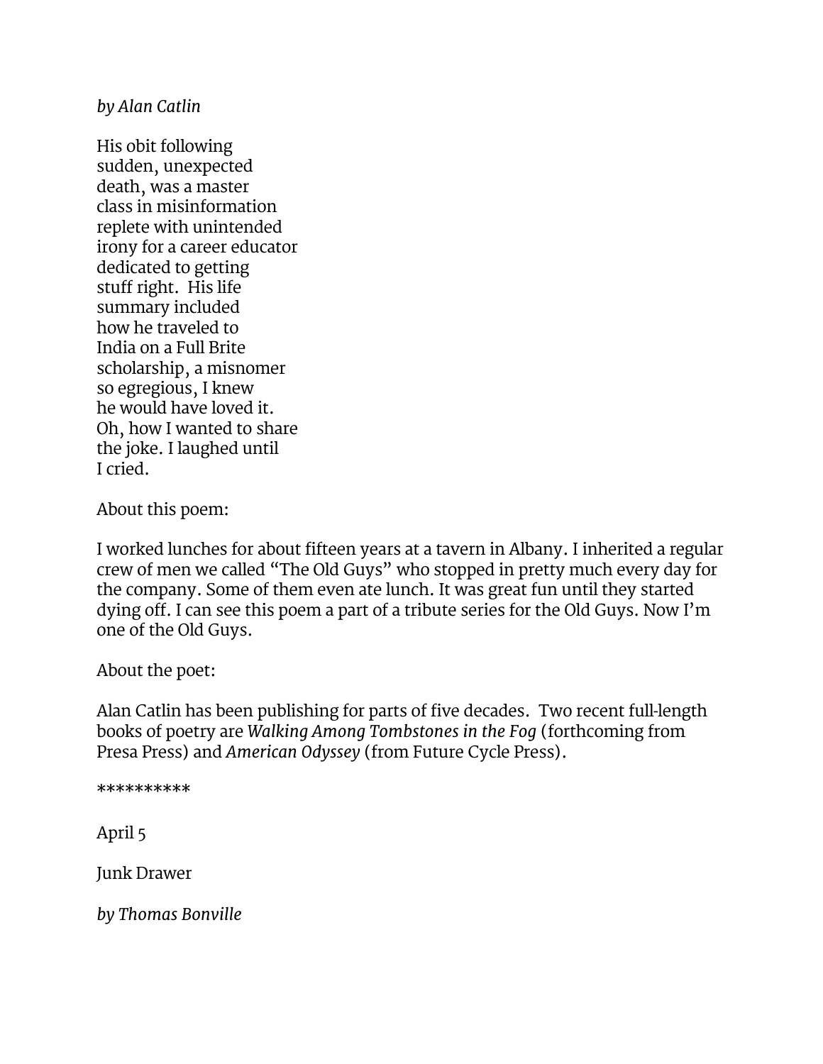*by Alan Catlin*

His obit following  
sudden, unexpected  
death, was a master  
class in misinformation  
replete with unintended  
irony for a career educator  
dedicated to getting  
stuff right.  His life  
summary included  
how he traveled to  
India on a Full Brite  
scholarship, a misnomer  
so egregious, I knew  
he would have loved it.  
Oh, how I wanted to share  
the joke. I laughed until  
I cried.

About this poem:

I worked lunches for about fifteen years at a tavern in Albany. I inherited a regular crew of men we called "The Old Guys" who stopped in pretty much every day for the company. Some of them even ate lunch. It was great fun until they started dying off. I can see this poem a part of a tribute series for the Old Guys. Now I'm one of the Old Guys.

About the poet:

Alan Catlin has been publishing for parts of five decades.  Two recent full-length books of poetry are *Walking Among Tombstones in the Fog* (forthcoming from Presa Press) and *American Odyssey* (from Future Cycle Press).

**********

April 5

Junk Drawer

*by Thomas Bonville*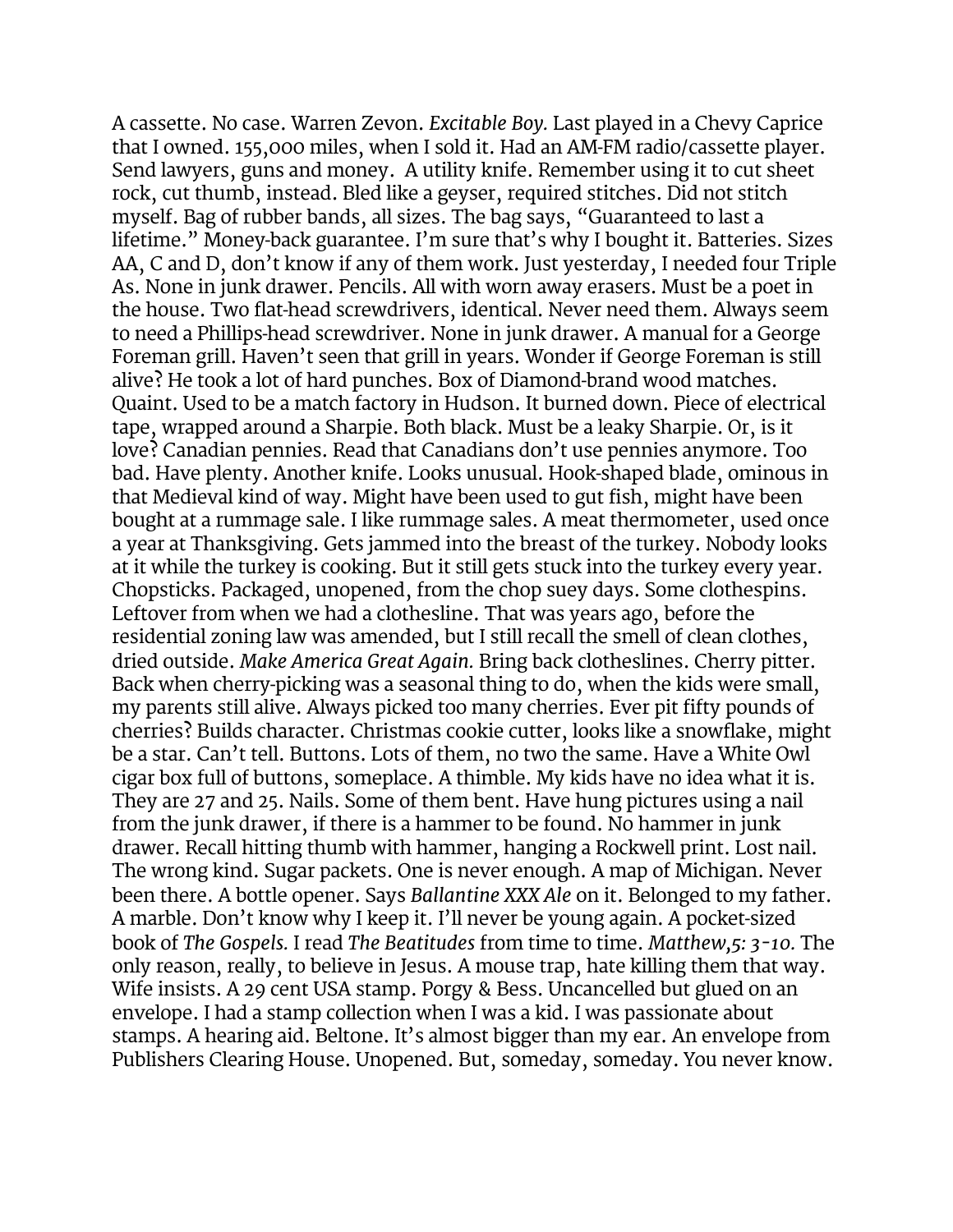A cassette. No case. Warren Zevon. *Excitable Boy.* Last played in a Chevy Caprice that I owned. 155,000 miles, when I sold it. Had an AM-FM radio/cassette player. Send lawyers, guns and money.  A utility knife. Remember using it to cut sheet rock, cut thumb, instead. Bled like a geyser, required stitches. Did not stitch myself. Bag of rubber bands, all sizes. The bag says, "Guaranteed to last a lifetime." Money-back guarantee. I'm sure that's why I bought it. Batteries. Sizes AA, C and D, don't know if any of them work. Just yesterday, I needed four Triple As. None in junk drawer. Pencils. All with worn away erasers. Must be a poet in the house. Two flat-head screwdrivers, identical. Never need them. Always seem to need a Phillips-head screwdriver. None in junk drawer. A manual for a George Foreman grill. Haven't seen that grill in years. Wonder if George Foreman is still alive? He took a lot of hard punches. Box of Diamond-brand wood matches. Quaint. Used to be a match factory in Hudson. It burned down. Piece of electrical tape, wrapped around a Sharpie. Both black. Must be a leaky Sharpie. Or, is it love? Canadian pennies. Read that Canadians don't use pennies anymore. Too bad. Have plenty. Another knife. Looks unusual. Hook-shaped blade, ominous in that Medieval kind of way. Might have been used to gut fish, might have been bought at a rummage sale. I like rummage sales. A meat thermometer, used once a year at Thanksgiving. Gets jammed into the breast of the turkey. Nobody looks at it while the turkey is cooking. But it still gets stuck into the turkey every year. Chopsticks. Packaged, unopened, from the chop suey days. Some clothespins. Leftover from when we had a clothesline. That was years ago, before the residential zoning law was amended, but I still recall the smell of clean clothes, dried outside. *Make America Great Again.* Bring back clotheslines. Cherry pitter. Back when cherry-picking was a seasonal thing to do, when the kids were small, my parents still alive. Always picked too many cherries. Ever pit fifty pounds of cherries? Builds character. Christmas cookie cutter, looks like a snowflake, might be a star. Can't tell. Buttons. Lots of them, no two the same. Have a White Owl cigar box full of buttons, someplace. A thimble. My kids have no idea what it is. They are 27 and 25. Nails. Some of them bent. Have hung pictures using a nail from the junk drawer, if there is a hammer to be found. No hammer in junk drawer. Recall hitting thumb with hammer, hanging a Rockwell print. Lost nail. The wrong kind. Sugar packets. One is never enough. A map of Michigan. Never been there. A bottle opener. Says *Ballantine XXX Ale* on it. Belonged to my father. A marble. Don't know why I keep it. I'll never be young again. A pocket-sized book of *The Gospels.* I read *The Beatitudes* from time to time. *Matthew,5: 3-10.* The only reason, really, to believe in Jesus. A mouse trap, hate killing them that way. Wife insists. A 29 cent USA stamp. Porgy & Bess. Uncancelled but glued on an envelope. I had a stamp collection when I was a kid. I was passionate about stamps. A hearing aid. Beltone. It's almost bigger than my ear. An envelope from Publishers Clearing House. Unopened. But, someday, someday. You never know.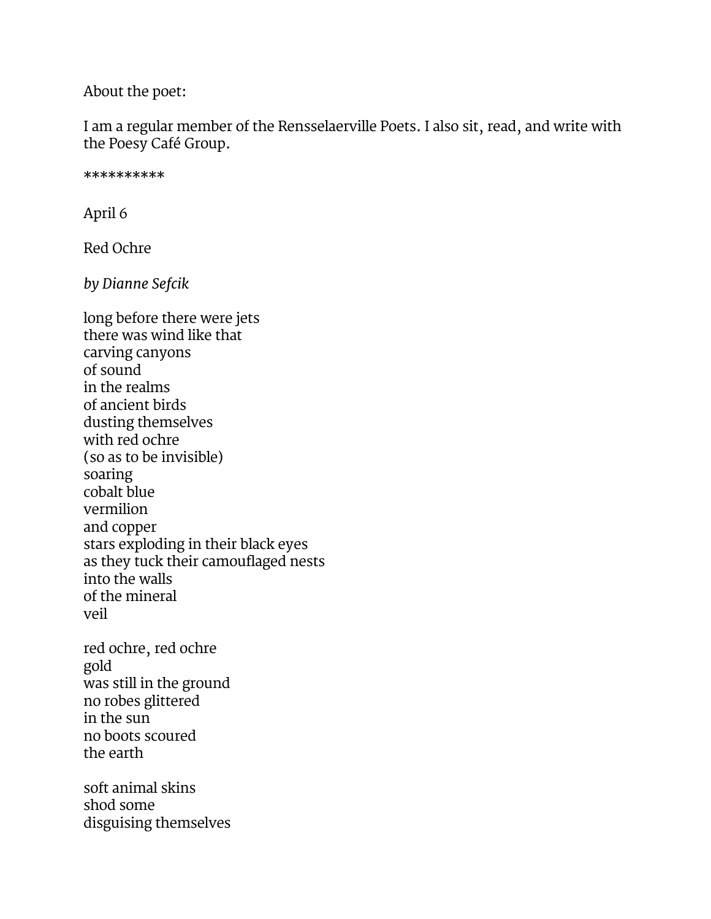About the poet:

I am a regular member of the Rensselaerville Poets. I also sit, read, and write with the Poesy Café Group.

**********

April 6

Red Ochre

*by Dianne Sefcik*

long before there were jets  
there was wind like that  
carving canyons  
of sound  
in the realms  
of ancient birds  
dusting themselves  
with red ochre  
(so as to be invisible)  
soaring  
cobalt blue  
vermilion  
and copper  
stars exploding in their black eyes  
as they tuck their camouflaged nests  
into the walls  
of the mineral  
veil

red ochre, red ochre  
gold  
was still in the ground  
no robes glittered  
in the sun  
no boots scoured  
the earth

soft animal skins  
shod some  
disguising themselves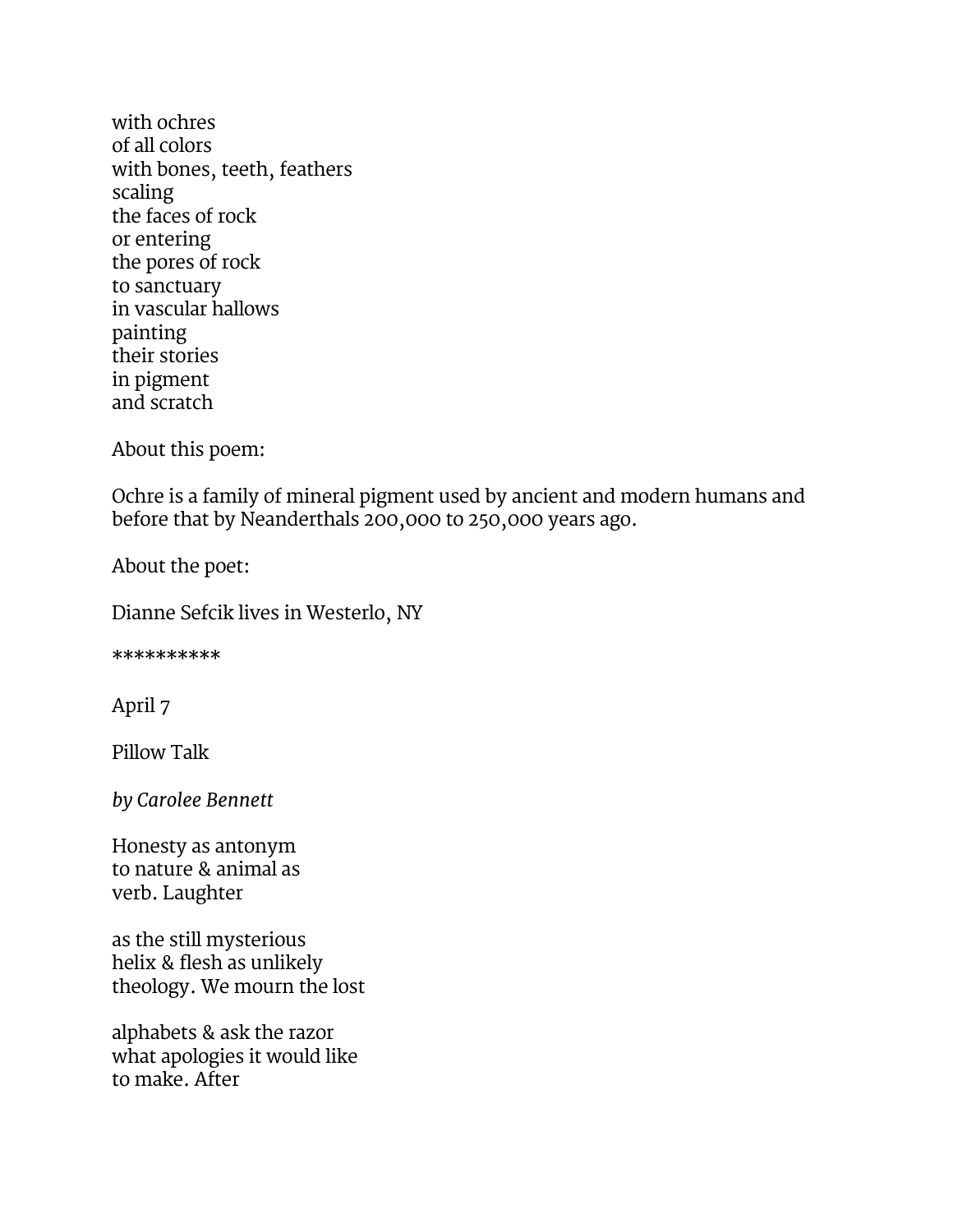with ochres
of all colors
with bones, teeth, feathers
scaling
the faces of rock
or entering
the pores of rock
to sanctuary
in vascular hallows
painting
their stories
in pigment
and scratch

About this poem:

Ochre is a family of mineral pigment used by ancient and modern humans and before that by Neanderthals 200,000 to 250,000 years ago.

About the poet:

Dianne Sefcik lives in Westerlo, NY

**********

April 7

Pillow Talk

*by Carolee Bennett*

Honesty as antonym
to nature & animal as
verb. Laughter

as the still mysterious
helix & flesh as unlikely
theology. We mourn the lost

alphabets & ask the razor
what apologies it would like
to make. After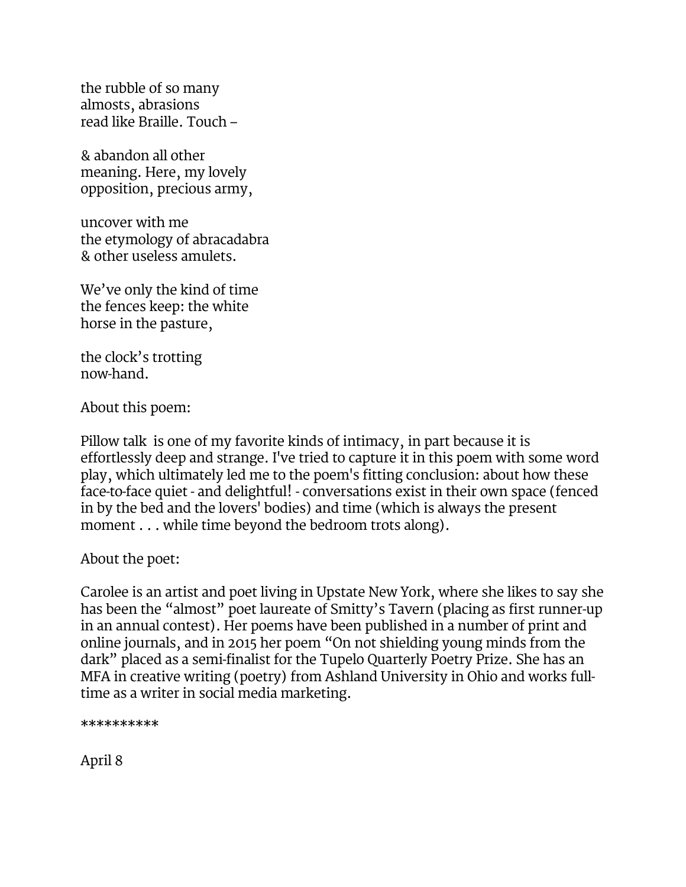the rubble of so many
almosts, abrasions
read like Braille. Touch –

& abandon all other
meaning. Here, my lovely
opposition, precious army,

uncover with me
the etymology of abracadabra
& other useless amulets.

We've only the kind of time
the fences keep: the white
horse in the pasture,

the clock's trotting
now-hand.

About this poem:

Pillow talk is one of my favorite kinds of intimacy, in part because it is effortlessly deep and strange. I've tried to capture it in this poem with some word play, which ultimately led me to the poem's fitting conclusion: about how these face-to-face quiet - and delightful! - conversations exist in their own space (fenced in by the bed and the lovers' bodies) and time (which is always the present moment . . . while time beyond the bedroom trots along).

About the poet:

Carolee is an artist and poet living in Upstate New York, where she likes to say she has been the "almost" poet laureate of Smitty's Tavern (placing as first runner-up in an annual contest). Her poems have been published in a number of print and online journals, and in 2015 her poem "On not shielding young minds from the dark" placed as a semi-finalist for the Tupelo Quarterly Poetry Prize. She has an MFA in creative writing (poetry) from Ashland University in Ohio and works full-time as a writer in social media marketing.

**********

April 8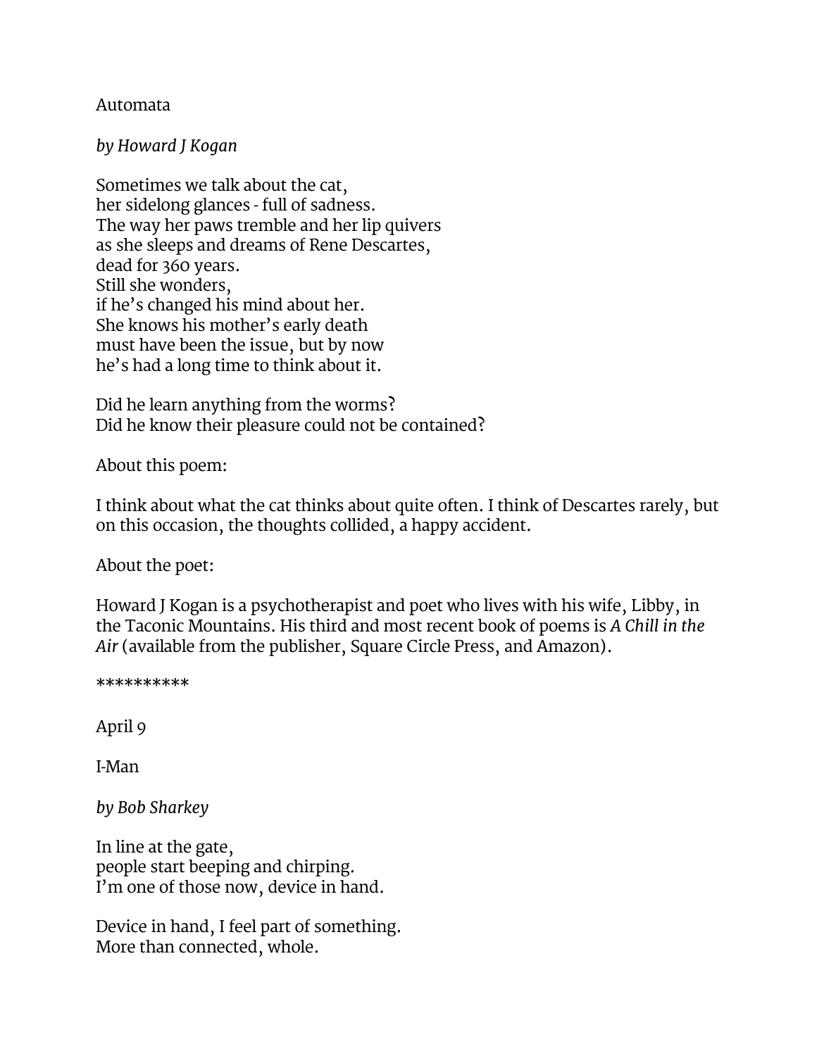Automata

*by Howard J Kogan*

Sometimes we talk about the cat,  
her sidelong glances - full of sadness.  
The way her paws tremble and her lip quivers  
as she sleeps and dreams of Rene Descartes,  
dead for 360 years.  
Still she wonders,  
if he's changed his mind about her.  
She knows his mother's early death  
must have been the issue, but by now  
he's had a long time to think about it.

Did he learn anything from the worms?  
Did he know their pleasure could not be contained?

About this poem:

I think about what the cat thinks about quite often. I think of Descartes rarely, but on this occasion, the thoughts collided, a happy accident.

About the poet:

Howard J Kogan is a psychotherapist and poet who lives with his wife, Libby, in the Taconic Mountains. His third and most recent book of poems is *A Chill in the Air* (available from the publisher, Square Circle Press, and Amazon).

**********

April 9

I-Man

*by Bob Sharkey*

In line at the gate,  
people start beeping and chirping.  
I'm one of those now, device in hand.

Device in hand, I feel part of something.  
More than connected, whole.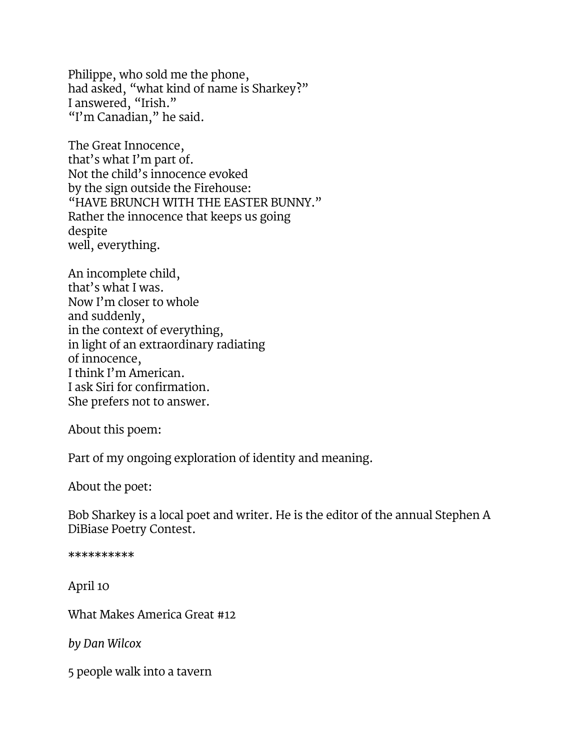Philippe, who sold me the phone,  
had asked, "what kind of name is Sharkey?"  
I answered, "Irish."  
"I'm Canadian," he said.

The Great Innocence,  
that's what I'm part of.  
Not the child's innocence evoked  
by the sign outside the Firehouse:  
"HAVE BRUNCH WITH THE EASTER BUNNY."  
Rather the innocence that keeps us going  
despite  
well, everything.

An incomplete child,  
that's what I was.  
Now I'm closer to whole  
and suddenly,  
in the context of everything,  
in light of an extraordinary radiating  
of innocence,  
I think I'm American.  
I ask Siri for confirmation.  
She prefers not to answer.

About this poem:

Part of my ongoing exploration of identity and meaning.

About the poet:

Bob Sharkey is a local poet and writer. He is the editor of the annual Stephen A DiBiase Poetry Contest.

**********

April 10

What Makes America Great #12

*by Dan Wilcox*

5 people walk into a tavern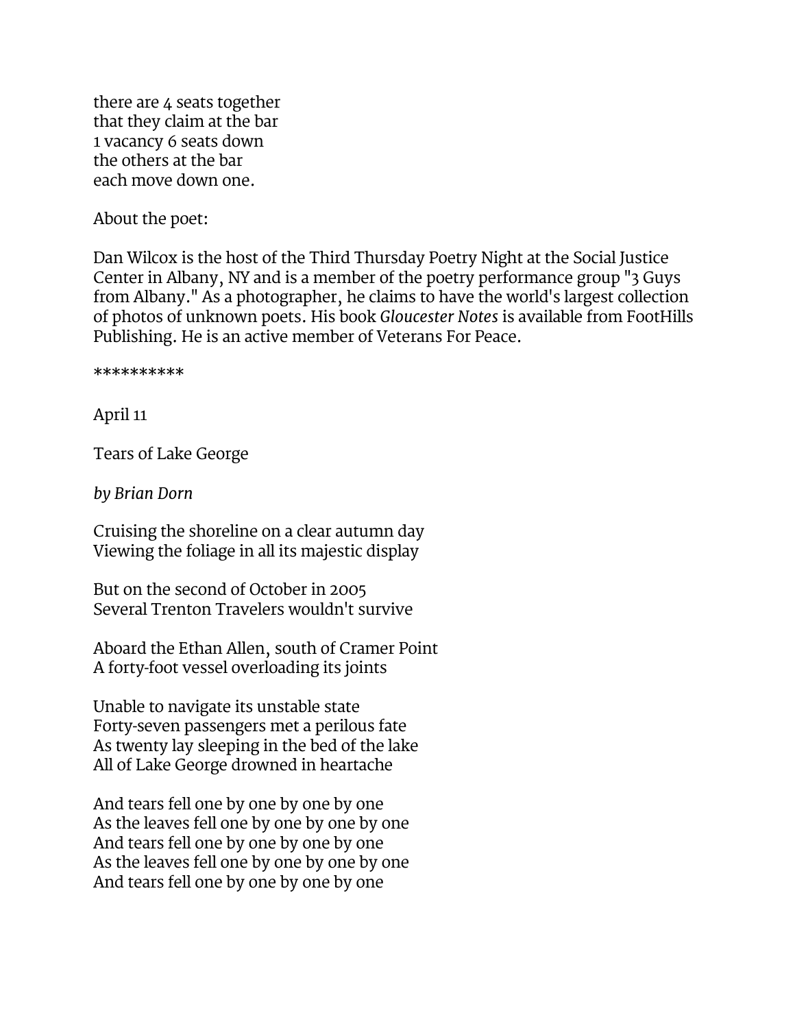there are 4 seats together
that they claim at the bar
1 vacancy 6 seats down
the others at the bar
each move down one.

About the poet:

Dan Wilcox is the host of the Third Thursday Poetry Night at the Social Justice Center in Albany, NY and is a member of the poetry performance group "3 Guys from Albany." As a photographer, he claims to have the world's largest collection of photos of unknown poets. His book *Gloucester Notes* is available from FootHills Publishing. He is an active member of Veterans For Peace.

**********

April 11

Tears of Lake George

*by Brian Dorn*

Cruising the shoreline on a clear autumn day
Viewing the foliage in all its majestic display

But on the second of October in 2005
Several Trenton Travelers wouldn't survive

Aboard the Ethan Allen, south of Cramer Point
A forty-foot vessel overloading its joints

Unable to navigate its unstable state
Forty-seven passengers met a perilous fate
As twenty lay sleeping in the bed of the lake
All of Lake George drowned in heartache

And tears fell one by one by one by one
As the leaves fell one by one by one by one
And tears fell one by one by one by one
As the leaves fell one by one by one by one
And tears fell one by one by one by one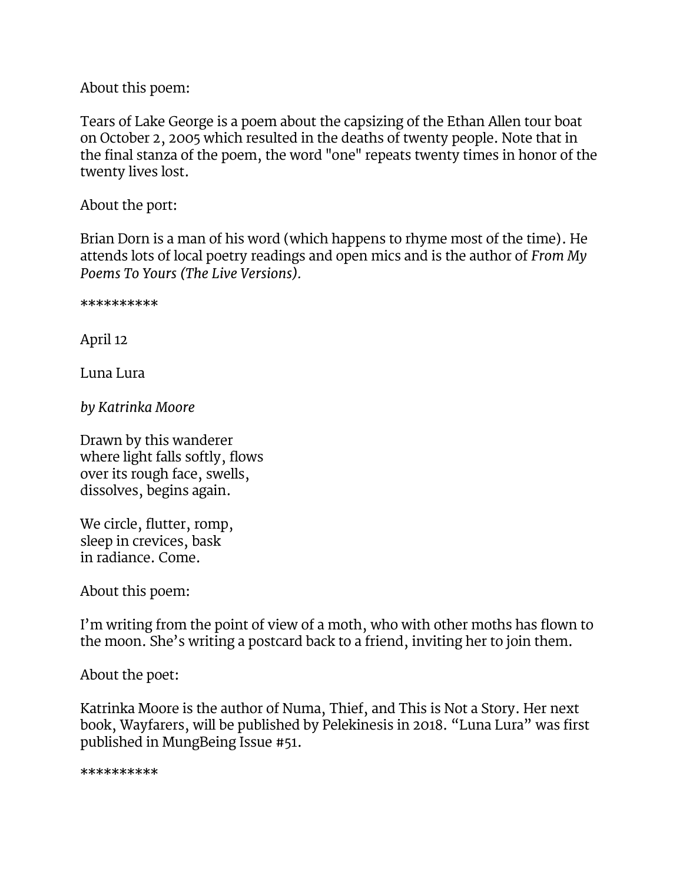About this poem:

Tears of Lake George is a poem about the capsizing of the Ethan Allen tour boat on October 2, 2005 which resulted in the deaths of twenty people. Note that in the final stanza of the poem, the word "one" repeats twenty times in honor of the twenty lives lost.

About the port:

Brian Dorn is a man of his word (which happens to rhyme most of the time). He attends lots of local poetry readings and open mics and is the author of *From My Poems To Yours (The Live Versions).*

**********

April 12

Luna Lura

*by Katrinka Moore*

Drawn by this wanderer  
where light falls softly, flows  
over its rough face, swells,  
dissolves, begins again.

We circle, flutter, romp,  
sleep in crevices, bask  
in radiance. Come.

About this poem:

I'm writing from the point of view of a moth, who with other moths has flown to the moon. She's writing a postcard back to a friend, inviting her to join them.

About the poet:

Katrinka Moore is the author of Numa, Thief, and This is Not a Story. Her next book, Wayfarers, will be published by Pelekinesis in 2018. "Luna Lura" was first published in MungBeing Issue #51.

**********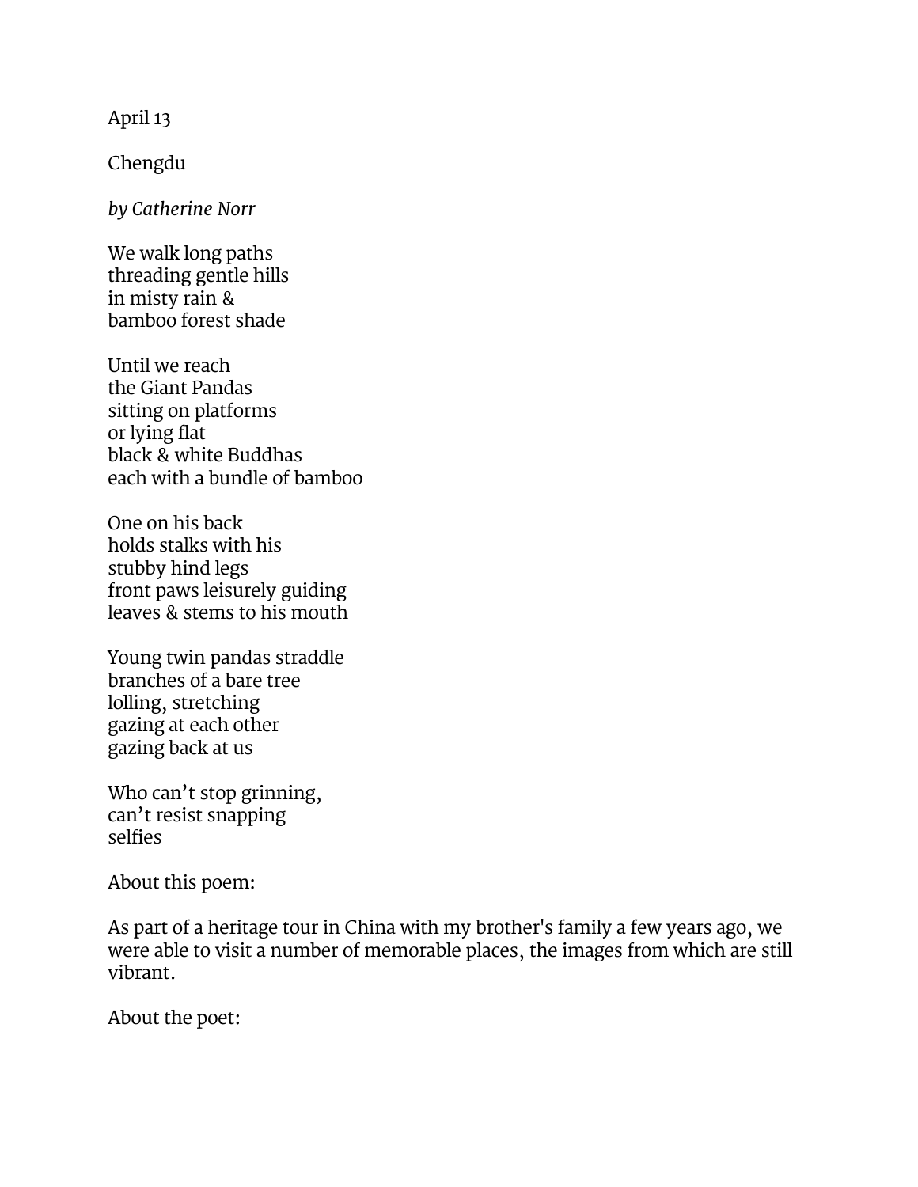April 13

Chengdu

*by Catherine Norr*

We walk long paths
threading gentle hills
in misty rain &
bamboo forest shade

Until we reach
the Giant Pandas
sitting on platforms
or lying flat
black & white Buddhas
each with a bundle of bamboo

One on his back
holds stalks with his
stubby hind legs
front paws leisurely guiding
leaves & stems to his mouth

Young twin pandas straddle
branches of a bare tree
lolling, stretching
gazing at each other
gazing back at us

Who can't stop grinning,
can't resist snapping
selfies

About this poem:

As part of a heritage tour in China with my brother's family a few years ago, we were able to visit a number of memorable places, the images from which are still vibrant.

About the poet: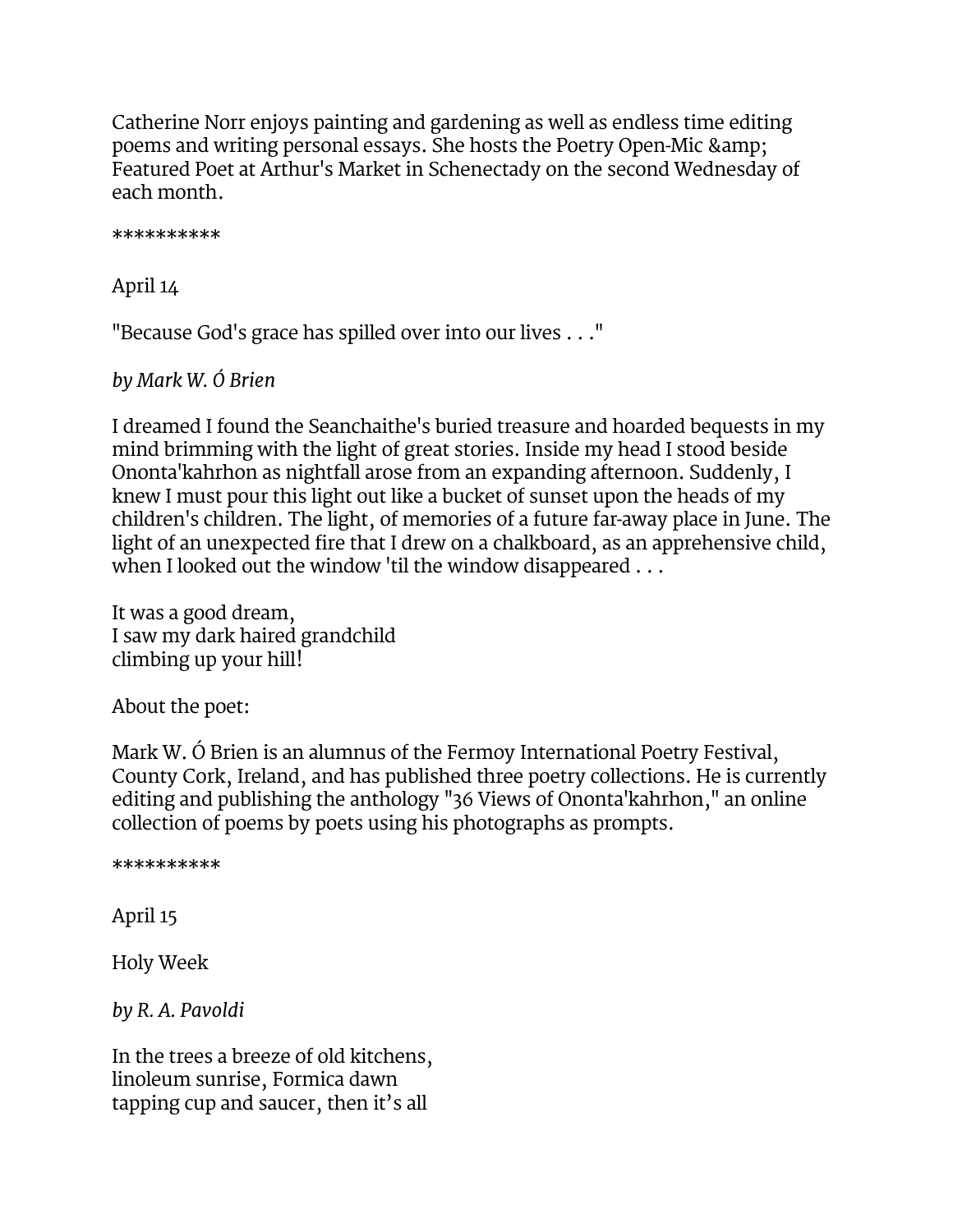Catherine Norr enjoys painting and gardening as well as endless time editing poems and writing personal essays. She hosts the Poetry Open-Mic &amp; Featured Poet at Arthur's Market in Schenectady on the second Wednesday of each month.

**********

April 14

"Because God's grace has spilled over into our lives . . ."

*by Mark W. Ó Brien*

I dreamed I found the Seanchaithe's buried treasure and hoarded bequests in my mind brimming with the light of great stories. Inside my head I stood beside Ononta'kahrhon as nightfall arose from an expanding afternoon. Suddenly, I knew I must pour this light out like a bucket of sunset upon the heads of my children's children. The light, of memories of a future far-away place in June. The light of an unexpected fire that I drew on a chalkboard, as an apprehensive child, when I looked out the window 'til the window disappeared . . .

It was a good dream,  
I saw my dark haired grandchild  
climbing up your hill!

About the poet:

Mark W. Ó Brien is an alumnus of the Fermoy International Poetry Festival, County Cork, Ireland, and has published three poetry collections. He is currently editing and publishing the anthology "36 Views of Ononta'kahrhon," an online collection of poems by poets using his photographs as prompts.

**********

April 15

Holy Week

*by R. A. Pavoldi*

In the trees a breeze of old kitchens,  
linoleum sunrise, Formica dawn  
tapping cup and saucer, then it's all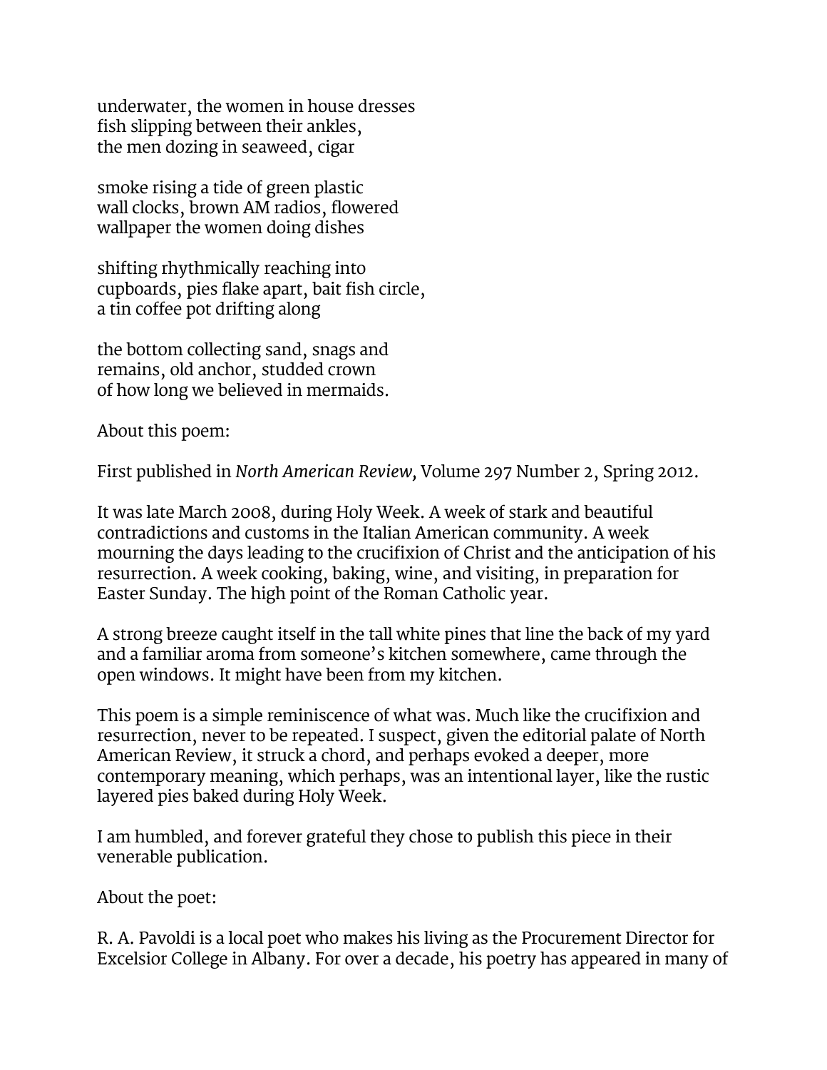underwater, the women in house dresses
fish slipping between their ankles,
the men dozing in seaweed, cigar

smoke rising a tide of green plastic
wall clocks, brown AM radios, flowered
wallpaper the women doing dishes

shifting rhythmically reaching into
cupboards, pies flake apart, bait fish circle,
a tin coffee pot drifting along

the bottom collecting sand, snags and
remains, old anchor, studded crown
of how long we believed in mermaids.

About this poem:

First published in *North American Review,* Volume 297 Number 2, Spring 2012.

It was late March 2008, during Holy Week. A week of stark and beautiful contradictions and customs in the Italian American community. A week mourning the days leading to the crucifixion of Christ and the anticipation of his resurrection. A week cooking, baking, wine, and visiting, in preparation for Easter Sunday. The high point of the Roman Catholic year.

A strong breeze caught itself in the tall white pines that line the back of my yard and a familiar aroma from someone's kitchen somewhere, came through the open windows. It might have been from my kitchen.

This poem is a simple reminiscence of what was. Much like the crucifixion and resurrection, never to be repeated. I suspect, given the editorial palate of North American Review, it struck a chord, and perhaps evoked a deeper, more contemporary meaning, which perhaps, was an intentional layer, like the rustic layered pies baked during Holy Week.

I am humbled, and forever grateful they chose to publish this piece in their venerable publication.

About the poet:

R. A. Pavoldi is a local poet who makes his living as the Procurement Director for Excelsior College in Albany. For over a decade, his poetry has appeared in many of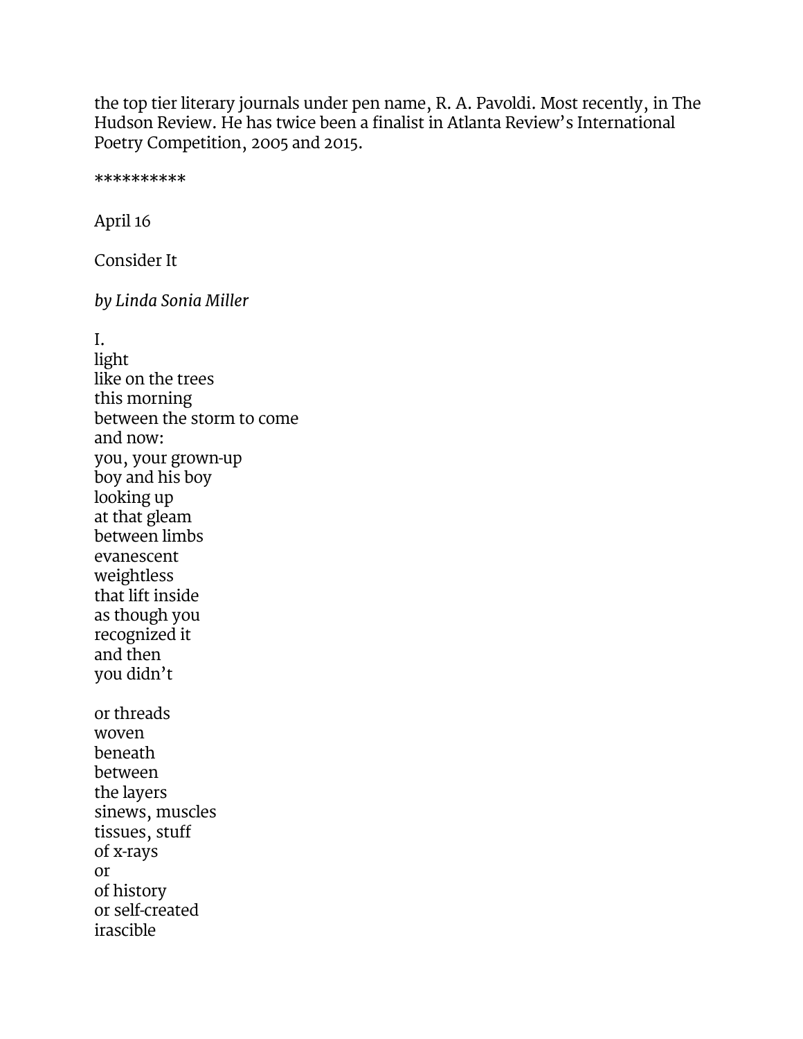the top tier literary journals under pen name, R. A. Pavoldi. Most recently, in The Hudson Review. He has twice been a finalist in Atlanta Review's International Poetry Competition, 2005 and 2015.

**********

April 16

Consider It

*by Linda Sonia Miller*

I.
light
like on the trees
this morning
between the storm to come
and now:
you, your grown-up
boy and his boy
looking up
at that gleam
between limbs
evanescent
weightless
that lift inside
as though you
recognized it
and then
you didn't

or threads
woven
beneath
between
the layers
sinews, muscles
tissues, stuff
of x-rays
or
of history
or self-created
irascible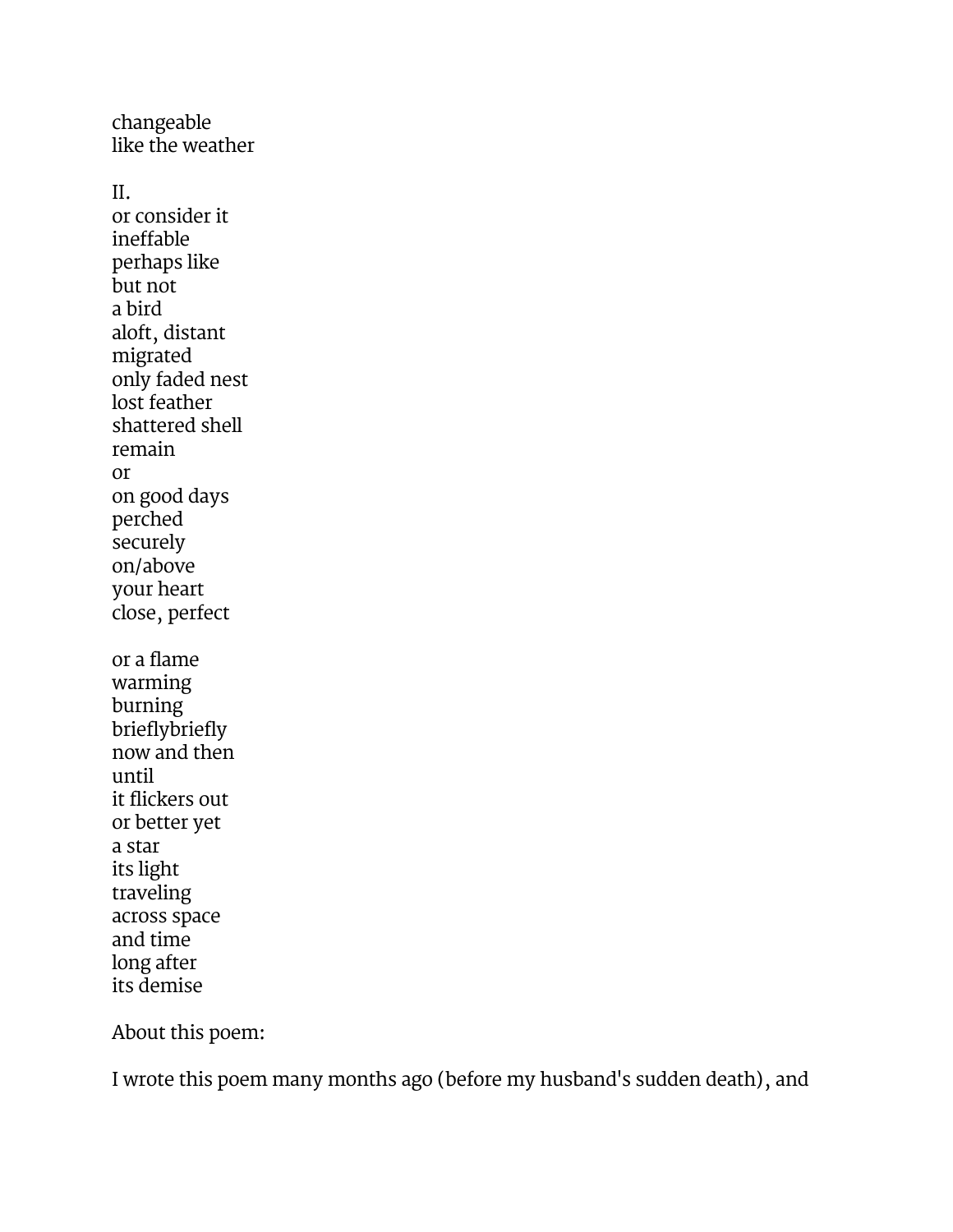changeable  
like the weather

II.  
or consider it  
ineffable  
perhaps like  
but not  
a bird  
aloft, distant  
migrated  
only faded nest  
lost feather  
shattered shell  
remain  
or  
on good days  
perched  
securely  
on/above  
your heart  
close, perfect

or a flame  
warming  
burning  
brieflybriefly  
now and then  
until  
it flickers out  
or better yet  
a star  
its light  
traveling  
across space  
and time  
long after  
its demise

About this poem:

I wrote this poem many months ago (before my husband's sudden death), and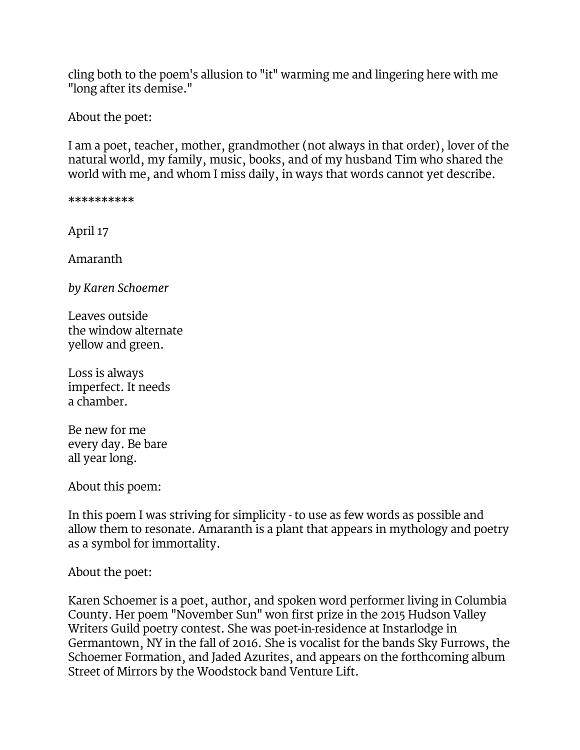cling both to the poem's allusion to "it" warming me and lingering here with me "long after its demise."

About the poet:

I am a poet, teacher, mother, grandmother (not always in that order), lover of the natural world, my family, music, books, and of my husband Tim who shared the world with me, and whom I miss daily, in ways that words cannot yet describe.

**********

April 17

Amaranth

*by Karen Schoemer*

Leaves outside  
the window alternate  
yellow and green.

Loss is always  
imperfect. It needs  
a chamber.

Be new for me  
every day. Be bare  
all year long.

About this poem:

In this poem I was striving for simplicity - to use as few words as possible and allow them to resonate. Amaranth is a plant that appears in mythology and poetry as a symbol for immortality.

About the poet:

Karen Schoemer is a poet, author, and spoken word performer living in Columbia County. Her poem "November Sun" won first prize in the 2015 Hudson Valley Writers Guild poetry contest. She was poet-in-residence at Instarlodge in Germantown, NY in the fall of 2016. She is vocalist for the bands Sky Furrows, the Schoemer Formation, and Jaded Azurites, and appears on the forthcoming album Street of Mirrors by the Woodstock band Venture Lift.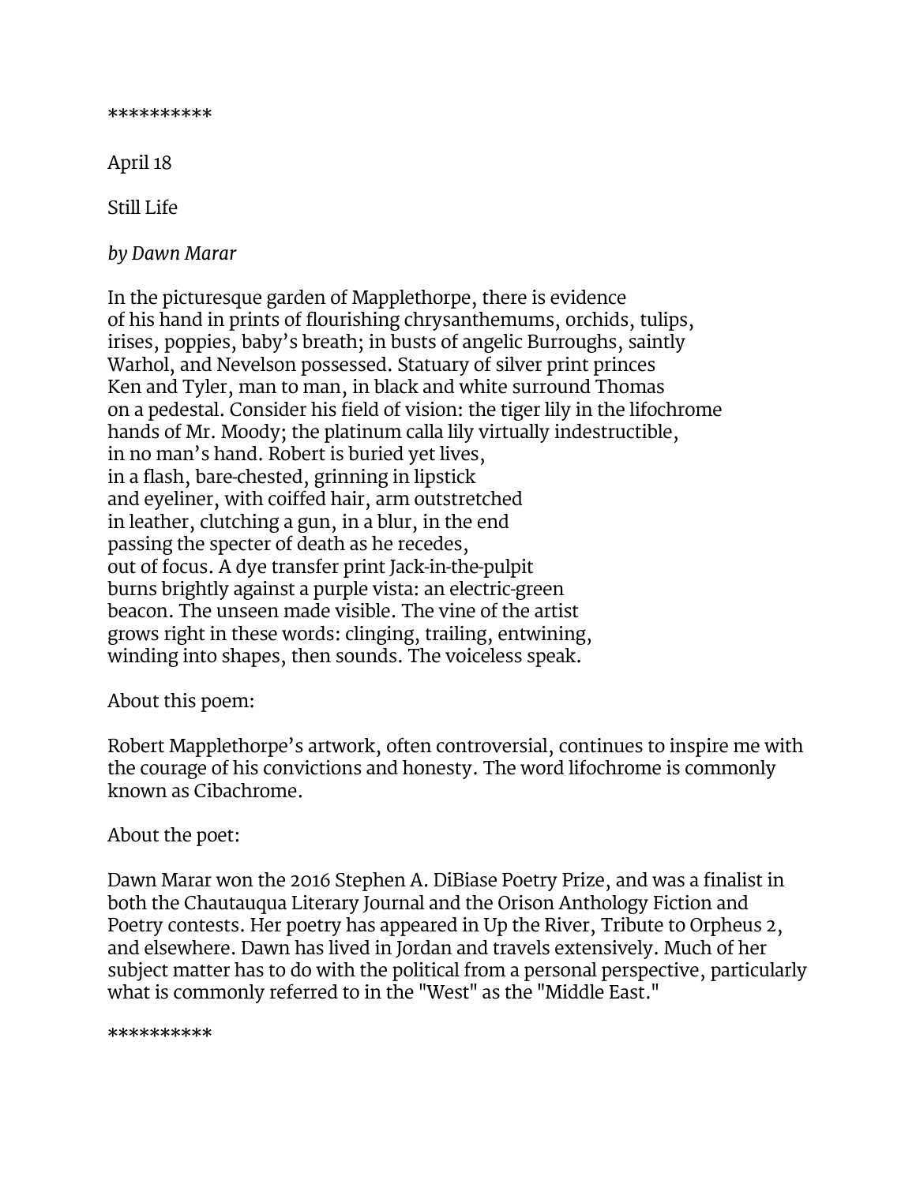**********

April 18

Still Life

*by Dawn Marar*

In the picturesque garden of Mapplethorpe, there is evidence  
of his hand in prints of flourishing chrysanthemums, orchids, tulips,  
irises, poppies, baby's breath; in busts of angelic Burroughs, saintly  
Warhol, and Nevelson possessed. Statuary of silver print princes  
Ken and Tyler, man to man, in black and white surround Thomas  
on a pedestal. Consider his field of vision: the tiger lily in the lifochrome  
hands of Mr. Moody; the platinum calla lily virtually indestructible,  
in no man's hand. Robert is buried yet lives,  
in a flash, bare-chested, grinning in lipstick  
and eyeliner, with coiffed hair, arm outstretched  
in leather, clutching a gun, in a blur, in the end  
passing the specter of death as he recedes,  
out of focus. A dye transfer print Jack-in-the-pulpit  
burns brightly against a purple vista: an electric-green  
beacon. The unseen made visible. The vine of the artist  
grows right in these words: clinging, trailing, entwining,  
winding into shapes, then sounds. The voiceless speak.

About this poem:

Robert Mapplethorpe's artwork, often controversial, continues to inspire me with the courage of his convictions and honesty. The word lifochrome is commonly known as Cibachrome.

About the poet:

Dawn Marar won the 2016 Stephen A. DiBiase Poetry Prize, and was a finalist in both the Chautauqua Literary Journal and the Orison Anthology Fiction and Poetry contests. Her poetry has appeared in Up the River, Tribute to Orpheus 2, and elsewhere. Dawn has lived in Jordan and travels extensively. Much of her subject matter has to do with the political from a personal perspective, particularly what is commonly referred to in the "West" as the "Middle East."

**********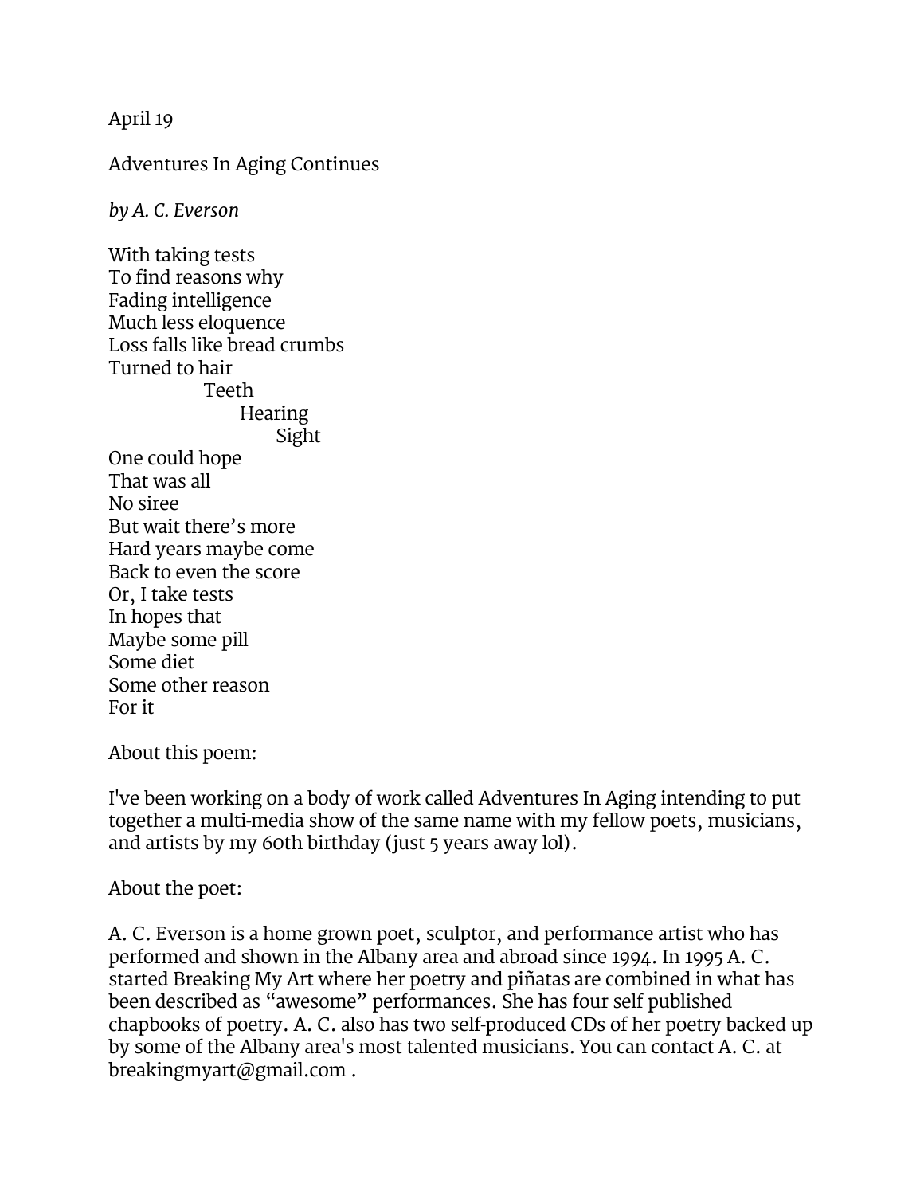April 19

Adventures In Aging Continues

*by A. C. Everson*

With taking tests  
To find reasons why  
Fading intelligence  
Much less eloquence  
Loss falls like bread crumbs  
Turned to hair  
&nbsp;&nbsp;&nbsp;&nbsp;&nbsp;&nbsp;&nbsp;&nbsp;&nbsp;&nbsp;&nbsp;&nbsp;&nbsp;&nbsp;&nbsp;&nbsp;Teeth  
&nbsp;&nbsp;&nbsp;&nbsp;&nbsp;&nbsp;&nbsp;&nbsp;&nbsp;&nbsp;&nbsp;&nbsp;&nbsp;&nbsp;&nbsp;&nbsp;&nbsp;&nbsp;&nbsp;&nbsp;&nbsp;&nbsp;Hearing  
&nbsp;&nbsp;&nbsp;&nbsp;&nbsp;&nbsp;&nbsp;&nbsp;&nbsp;&nbsp;&nbsp;&nbsp;&nbsp;&nbsp;&nbsp;&nbsp;&nbsp;&nbsp;&nbsp;&nbsp;&nbsp;&nbsp;&nbsp;&nbsp;&nbsp;&nbsp;&nbsp;&nbsp;Sight  
One could hope  
That was all  
No siree  
But wait there's more  
Hard years maybe come  
Back to even the score  
Or, I take tests  
In hopes that  
Maybe some pill  
Some diet  
Some other reason  
For it

About this poem:

I've been working on a body of work called Adventures In Aging intending to put together a multi-media show of the same name with my fellow poets, musicians, and artists by my 60th birthday (just 5 years away lol).

About the poet:

A. C. Everson is a home grown poet, sculptor, and performance artist who has performed and shown in the Albany area and abroad since 1994. In 1995 A. C. started Breaking My Art where her poetry and piñatas are combined in what has been described as "awesome" performances. She has four self published chapbooks of poetry. A. C. also has two self-produced CDs of her poetry backed up by some of the Albany area's most talented musicians. You can contact A. C. at breakingmyart@gmail.com .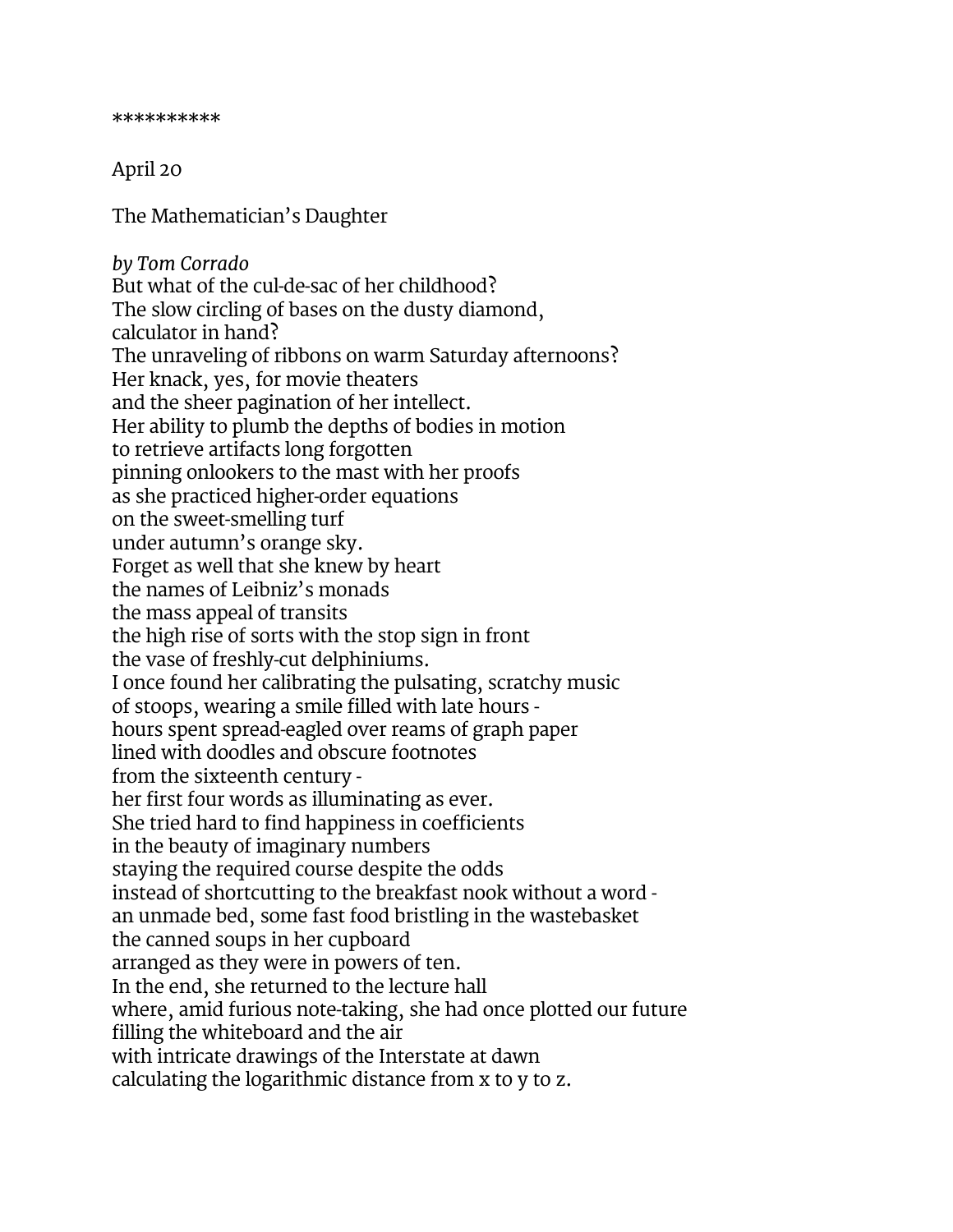**********

April 20

The Mathematician's Daughter

*by Tom Corrado*

But what of the cul-de-sac of her childhood?  
The slow circling of bases on the dusty diamond,  
calculator in hand?  
The unraveling of ribbons on warm Saturday afternoons?  
Her knack, yes, for movie theaters  
and the sheer pagination of her intellect.  
Her ability to plumb the depths of bodies in motion  
to retrieve artifacts long forgotten  
pinning onlookers to the mast with her proofs  
as she practiced higher-order equations  
on the sweet-smelling turf  
under autumn's orange sky.  
Forget as well that she knew by heart  
the names of Leibniz's monads  
the mass appeal of transits  
the high rise of sorts with the stop sign in front  
the vase of freshly-cut delphiniums.  
I once found her calibrating the pulsating, scratchy music  
of stoops, wearing a smile filled with late hours -  
hours spent spread-eagled over reams of graph paper  
lined with doodles and obscure footnotes  
from the sixteenth century -  
her first four words as illuminating as ever.  
She tried hard to find happiness in coefficients  
in the beauty of imaginary numbers  
staying the required course despite the odds  
instead of shortcutting to the breakfast nook without a word -  
an unmade bed, some fast food bristling in the wastebasket  
the canned soups in her cupboard  
arranged as they were in powers of ten.  
In the end, she returned to the lecture hall  
where, amid furious note-taking, she had once plotted our future  
filling the whiteboard and the air  
with intricate drawings of the Interstate at dawn  
calculating the logarithmic distance from x to y to z.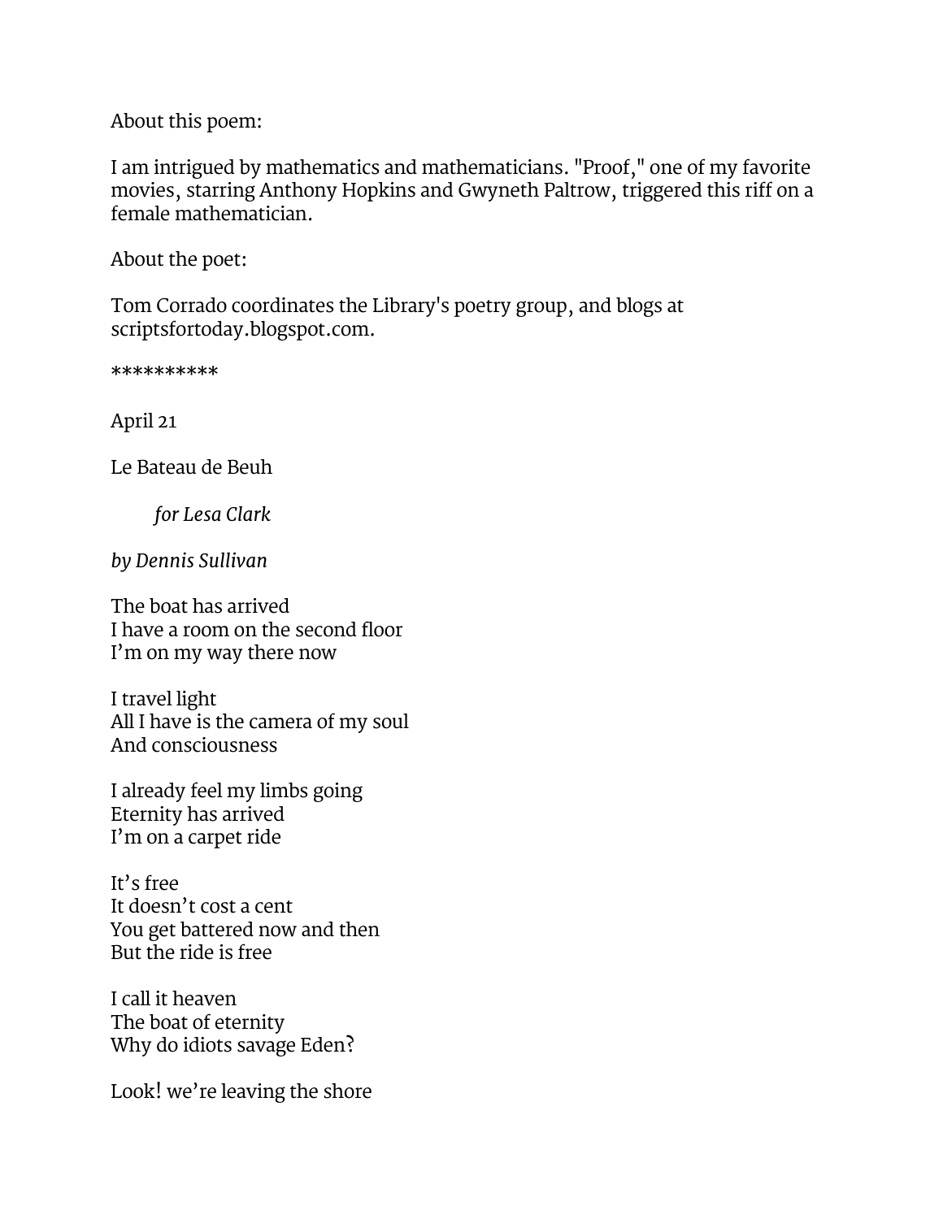About this poem:

I am intrigued by mathematics and mathematicians. "Proof," one of my favorite movies, starring Anthony Hopkins and Gwyneth Paltrow, triggered this riff on a female mathematician.

About the poet:

Tom Corrado coordinates the Library's poetry group, and blogs at scriptsfortoday.blogspot.com.

**********

April 21

Le Bateau de Beuh

*for Lesa Clark*

*by Dennis Sullivan*

The boat has arrived  
I have a room on the second floor  
I'm on my way there now

I travel light  
All I have is the camera of my soul  
And consciousness

I already feel my limbs going  
Eternity has arrived  
I'm on a carpet ride

It's free  
It doesn't cost a cent  
You get battered now and then  
But the ride is free

I call it heaven  
The boat of eternity  
Why do idiots savage Eden?

Look! we're leaving the shore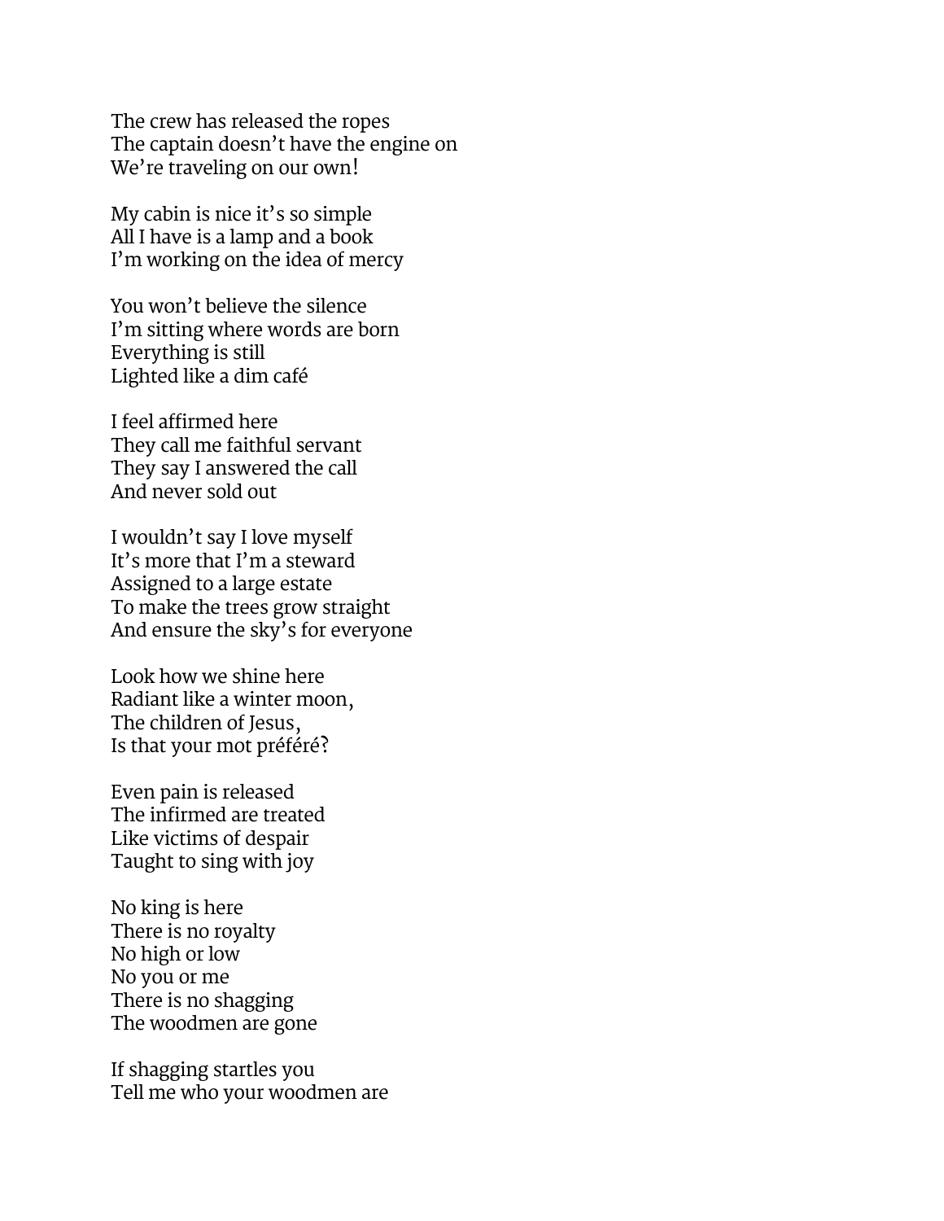The crew has released the ropes
The captain doesn't have the engine on
We're traveling on our own!

My cabin is nice it's so simple
All I have is a lamp and a book
I'm working on the idea of mercy

You won't believe the silence
I'm sitting where words are born
Everything is still
Lighted like a dim café

I feel affirmed here
They call me faithful servant
They say I answered the call
And never sold out

I wouldn't say I love myself
It's more that I'm a steward
Assigned to a large estate
To make the trees grow straight
And ensure the sky's for everyone

Look how we shine here
Radiant like a winter moon,
The children of Jesus,
Is that your mot préféré?

Even pain is released
The infirmed are treated
Like victims of despair
Taught to sing with joy

No king is here
There is no royalty
No high or low
No you or me
There is no shagging
The woodmen are gone

If shagging startles you
Tell me who your woodmen are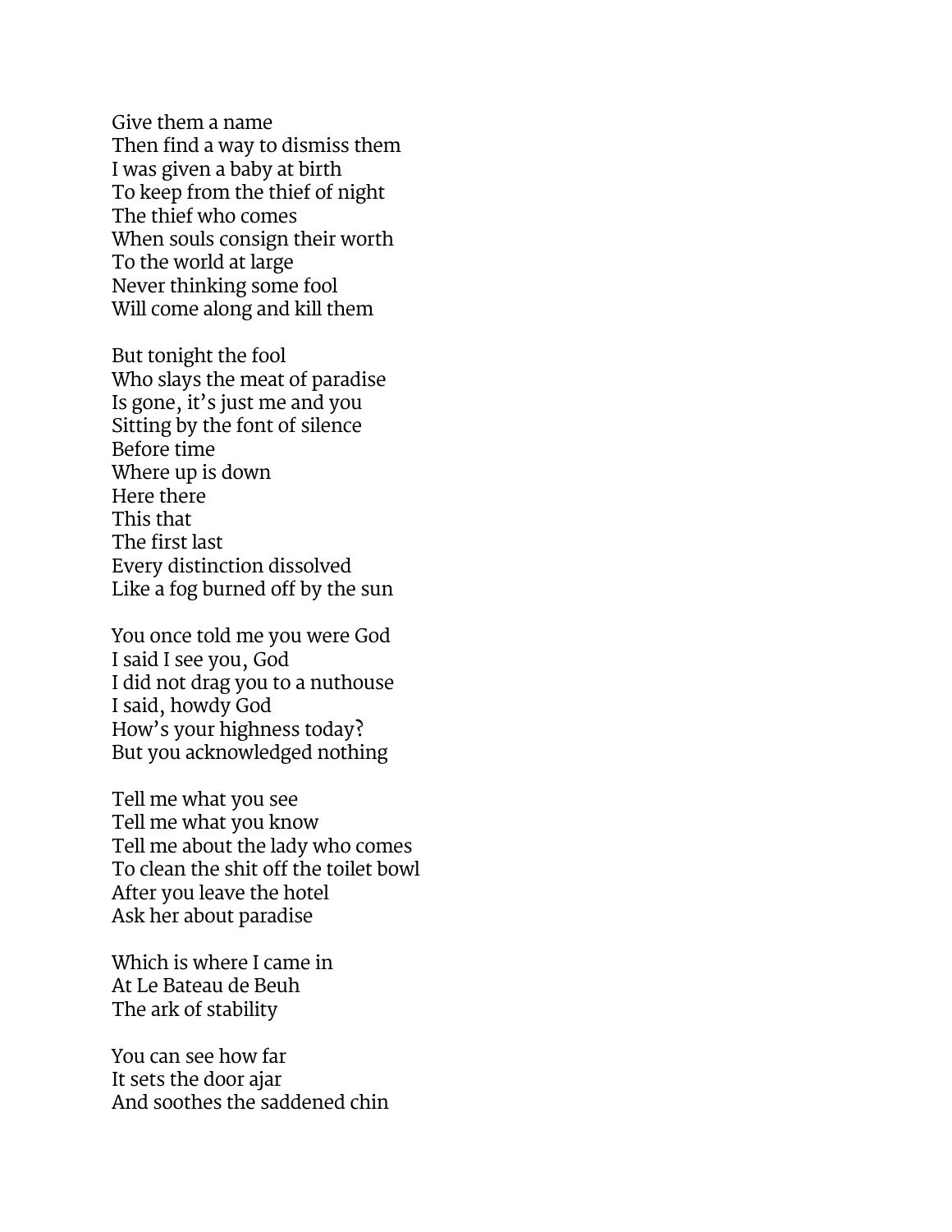Give them a name
Then find a way to dismiss them
I was given a baby at birth
To keep from the thief of night
The thief who comes
When souls consign their worth
To the world at large
Never thinking some fool
Will come along and kill them

But tonight the fool
Who slays the meat of paradise
Is gone, it's just me and you
Sitting by the font of silence
Before time
Where up is down
Here there
This that
The first last
Every distinction dissolved
Like a fog burned off by the sun

You once told me you were God
I said I see you, God
I did not drag you to a nuthouse
I said, howdy God
How's your highness today?
But you acknowledged nothing

Tell me what you see
Tell me what you know
Tell me about the lady who comes
To clean the shit off the toilet bowl
After you leave the hotel
Ask her about paradise

Which is where I came in
At Le Bateau de Beuh
The ark of stability

You can see how far
It sets the door ajar
And soothes the saddened chin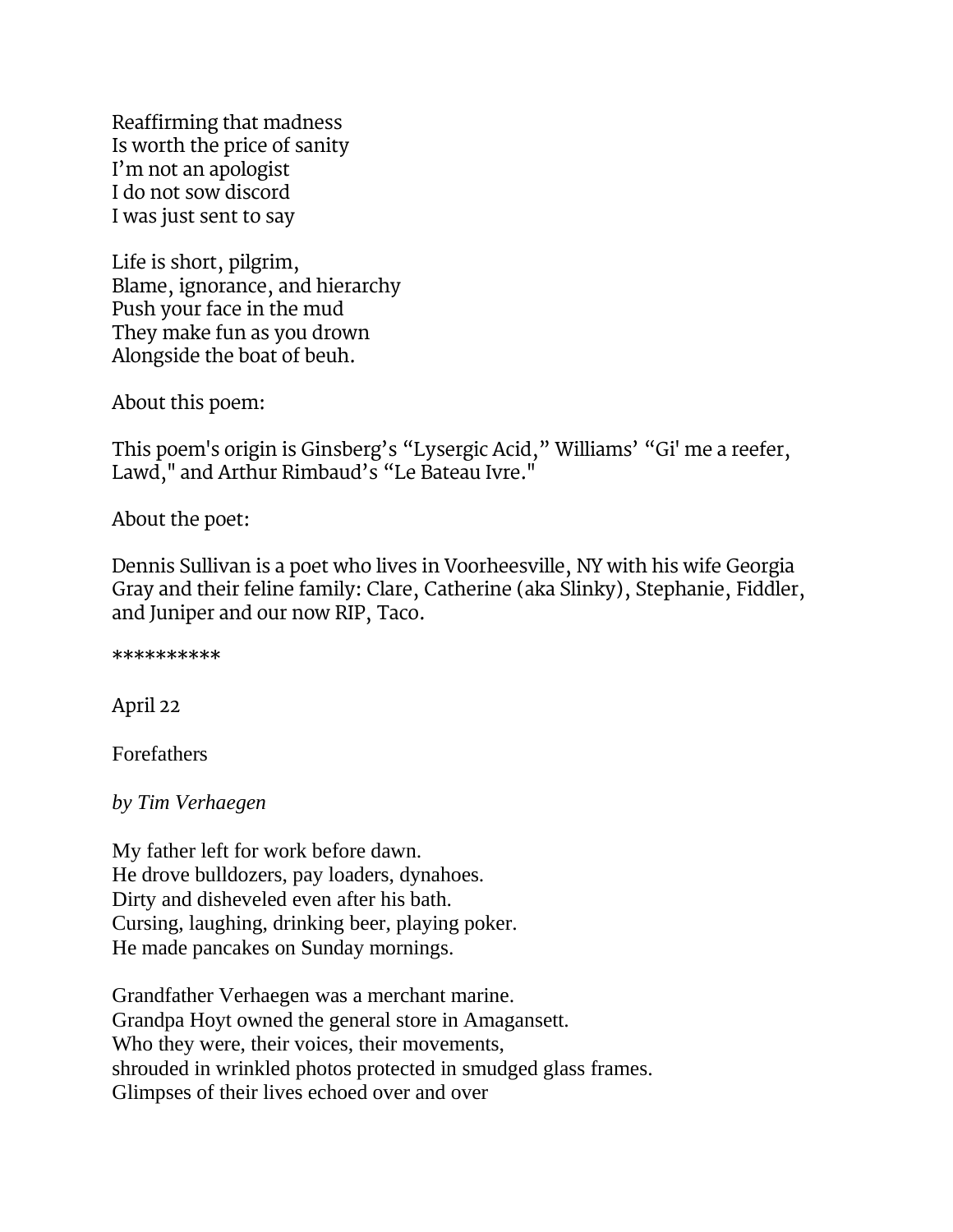Reaffirming that madness  
Is worth the price of sanity  
I'm not an apologist  
I do not sow discord  
I was just sent to say

Life is short, pilgrim,  
Blame, ignorance, and hierarchy  
Push your face in the mud  
They make fun as you drown  
Alongside the boat of beuh.

About this poem:

This poem's origin is Ginsberg's "Lysergic Acid," Williams' "Gi' me a reefer, Lawd," and Arthur Rimbaud's "Le Bateau Ivre."

About the poet:

Dennis Sullivan is a poet who lives in Voorheesville, NY with his wife Georgia Gray and their feline family: Clare, Catherine (aka Slinky), Stephanie, Fiddler, and Juniper and our now RIP, Taco.

**********

April 22

Forefathers

*by Tim Verhaegen*

My father left for work before dawn.  
He drove bulldozers, pay loaders, dynahoes.  
Dirty and disheveled even after his bath.  
Cursing, laughing, drinking beer, playing poker.  
He made pancakes on Sunday mornings.

Grandfather Verhaegen was a merchant marine.  
Grandpa Hoyt owned the general store in Amagansett.  
Who they were, their voices, their movements,  
shrouded in wrinkled photos protected in smudged glass frames.  
Glimpses of their lives echoed over and over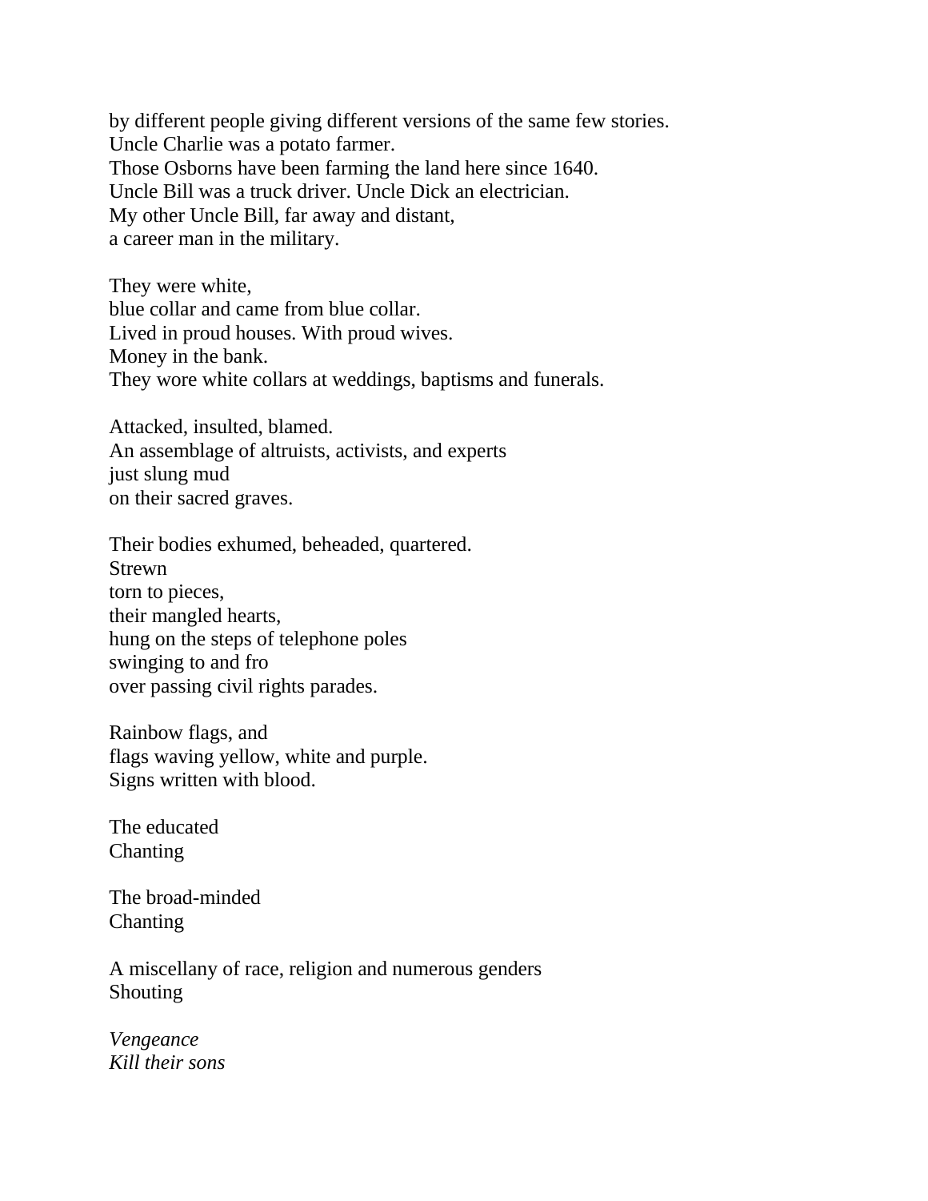by different people giving different versions of the same few stories.
Uncle Charlie was a potato farmer.
Those Osborns have been farming the land here since 1640.
Uncle Bill was a truck driver. Uncle Dick an electrician.
My other Uncle Bill, far away and distant,
a career man in the military.

They were white,
blue collar and came from blue collar.
Lived in proud houses. With proud wives.
Money in the bank.
They wore white collars at weddings, baptisms and funerals.

Attacked, insulted, blamed.
An assemblage of altruists, activists, and experts
just slung mud
on their sacred graves.

Their bodies exhumed, beheaded, quartered.
Strewn
torn to pieces,
their mangled hearts,
hung on the steps of telephone poles
swinging to and fro
over passing civil rights parades.

Rainbow flags, and
flags waving yellow, white and purple.
Signs written with blood.

The educated
Chanting

The broad-minded
Chanting

A miscellany of race, religion and numerous genders
Shouting

*Vengeance*
*Kill their sons*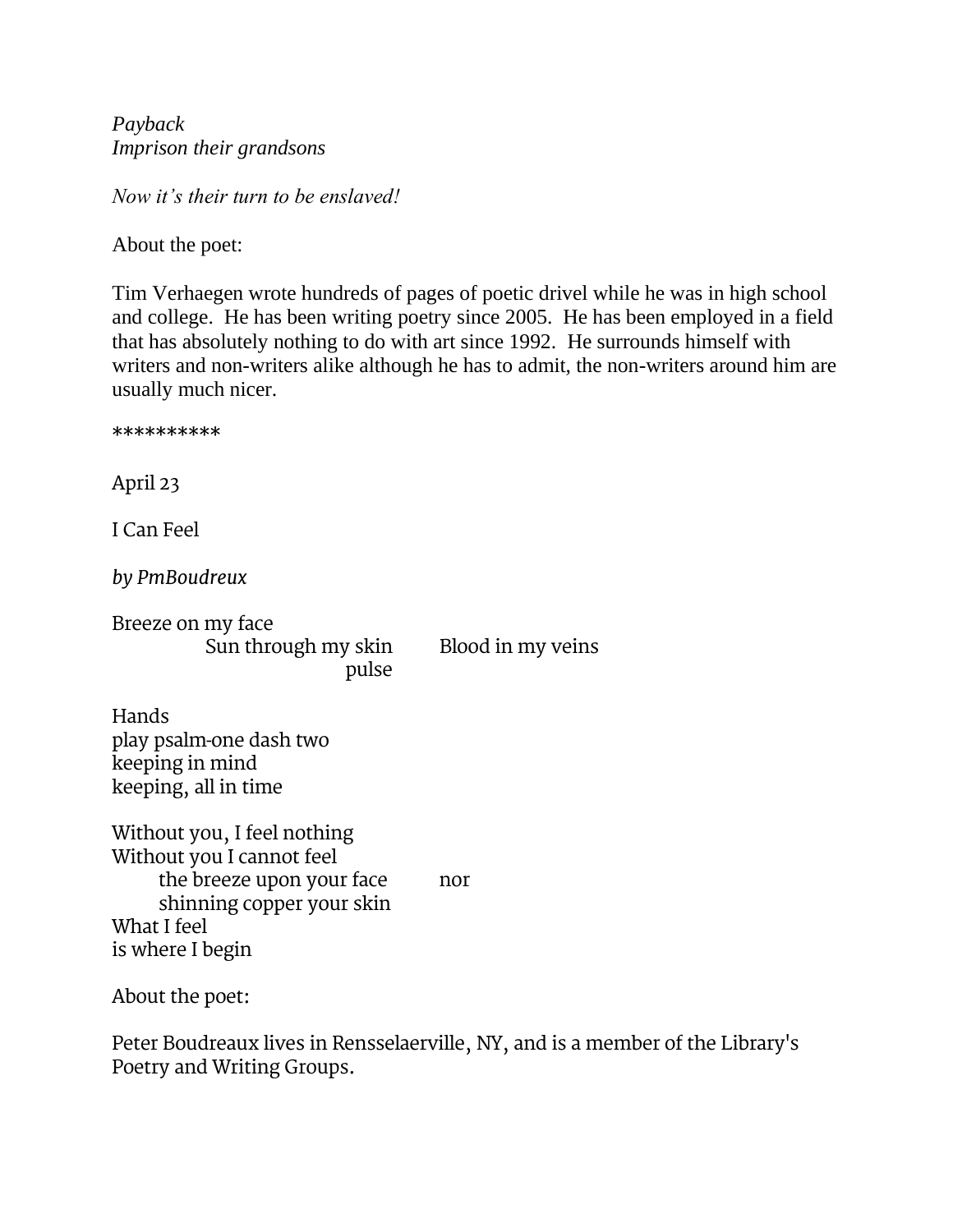*Payback*
*Imprison their grandsons*

*Now it's their turn to be enslaved!*

About the poet:

Tim Verhaegen wrote hundreds of pages of poetic drivel while he was in high school and college. He has been writing poetry since 2005. He has been employed in a field that has absolutely nothing to do with art since 1992. He surrounds himself with writers and non-writers alike although he has to admit, the non-writers around him are usually much nicer.

**********

April 23

I Can Feel

*by PmBoudreaux*

Breeze on my face
Sun through my skin    Blood in my veins
pulse

Hands
play psalm-one dash two
keeping in mind
keeping, all in time

Without you, I feel nothing
Without you I cannot feel
the breeze upon your face    nor
shinning copper your skin
What I feel
is where I begin

About the poet:

Peter Boudreaux lives in Rensselaerville, NY, and is a member of the Library's Poetry and Writing Groups.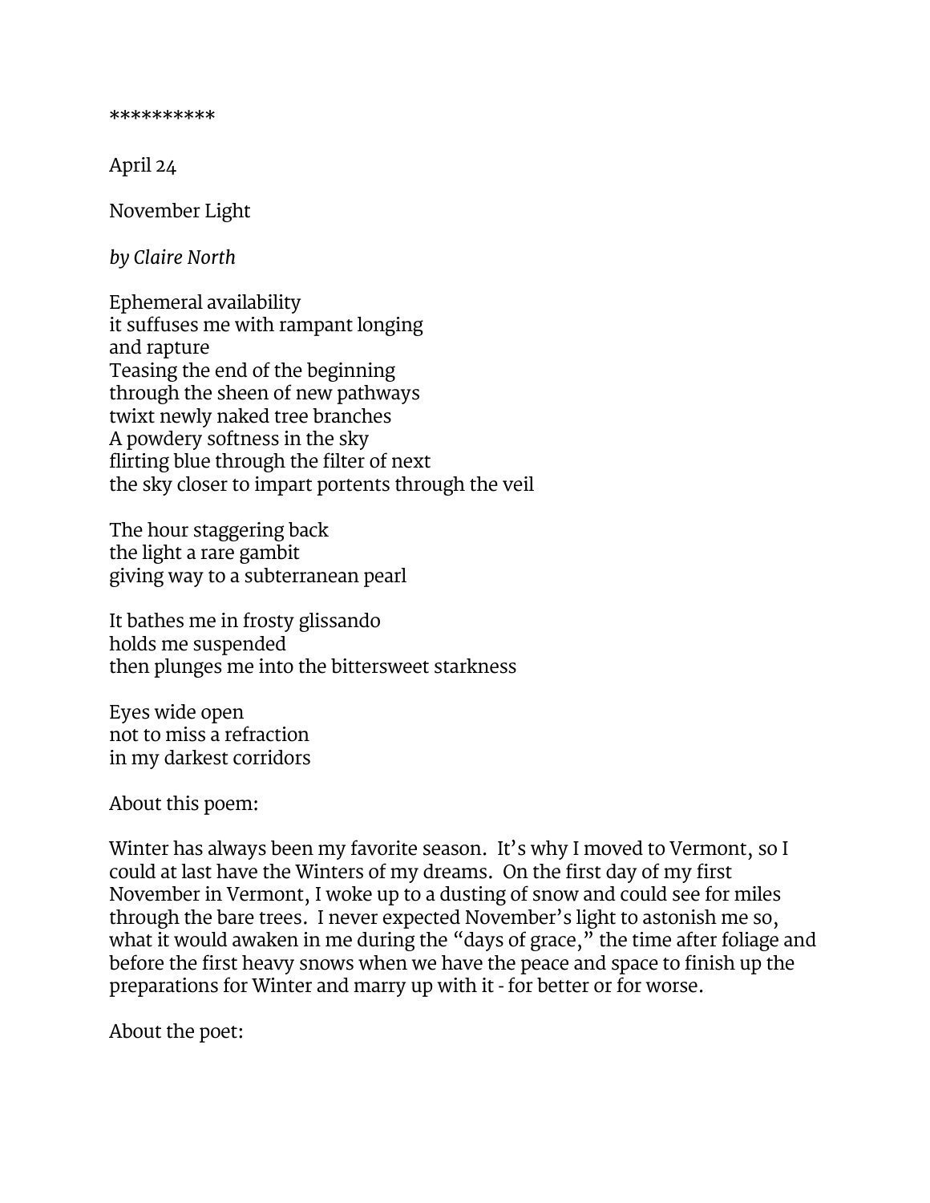**********

April 24

November Light

*by Claire North*

Ephemeral availability  
it suffuses me with rampant longing  
and rapture  
Teasing the end of the beginning  
through the sheen of new pathways  
twixt newly naked tree branches  
A powdery softness in the sky  
flirting blue through the filter of next  
the sky closer to impart portents through the veil

The hour staggering back  
the light a rare gambit  
giving way to a subterranean pearl

It bathes me in frosty glissando  
holds me suspended  
then plunges me into the bittersweet starkness

Eyes wide open  
not to miss a refraction  
in my darkest corridors

About this poem:

Winter has always been my favorite season. It's why I moved to Vermont, so I could at last have the Winters of my dreams. On the first day of my first November in Vermont, I woke up to a dusting of snow and could see for miles through the bare trees. I never expected November's light to astonish me so, what it would awaken in me during the "days of grace," the time after foliage and before the first heavy snows when we have the peace and space to finish up the preparations for Winter and marry up with it - for better or for worse.

About the poet: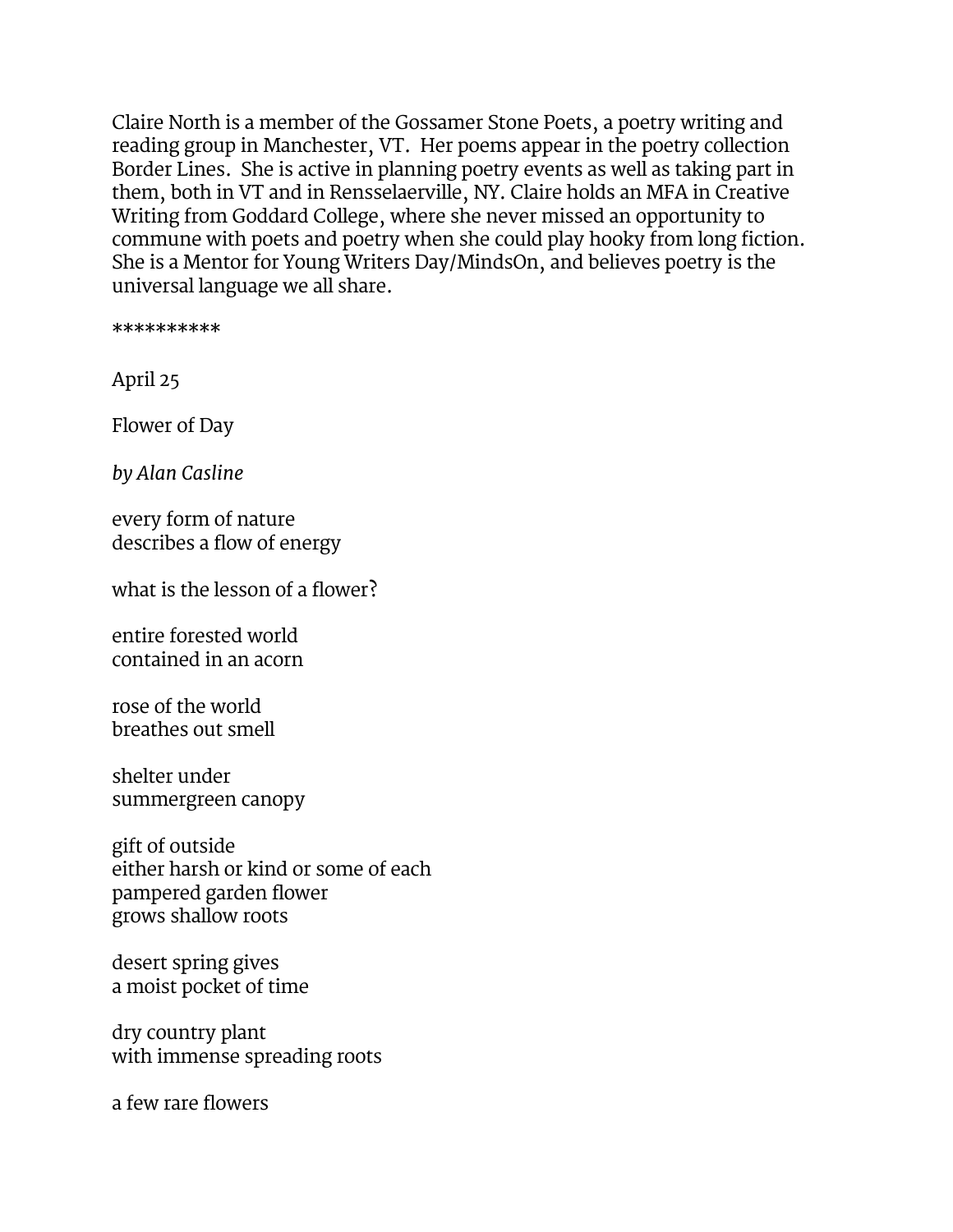Claire North is a member of the Gossamer Stone Poets, a poetry writing and reading group in Manchester, VT.  Her poems appear in the poetry collection Border Lines.  She is active in planning poetry events as well as taking part in them, both in VT and in Rensselaerville, NY. Claire holds an MFA in Creative Writing from Goddard College, where she never missed an opportunity to commune with poets and poetry when she could play hooky from long fiction. She is a Mentor for Young Writers Day/MindsOn, and believes poetry is the universal language we all share.

**********

April 25

Flower of Day

*by Alan Casline*

every form of nature  
describes a flow of energy

what is the lesson of a flower?

entire forested world  
contained in an acorn

rose of the world  
breathes out smell

shelter under  
summergreen canopy

gift of outside  
either harsh or kind or some of each  
pampered garden flower  
grows shallow roots

desert spring gives  
a moist pocket of time

dry country plant  
with immense spreading roots

a few rare flowers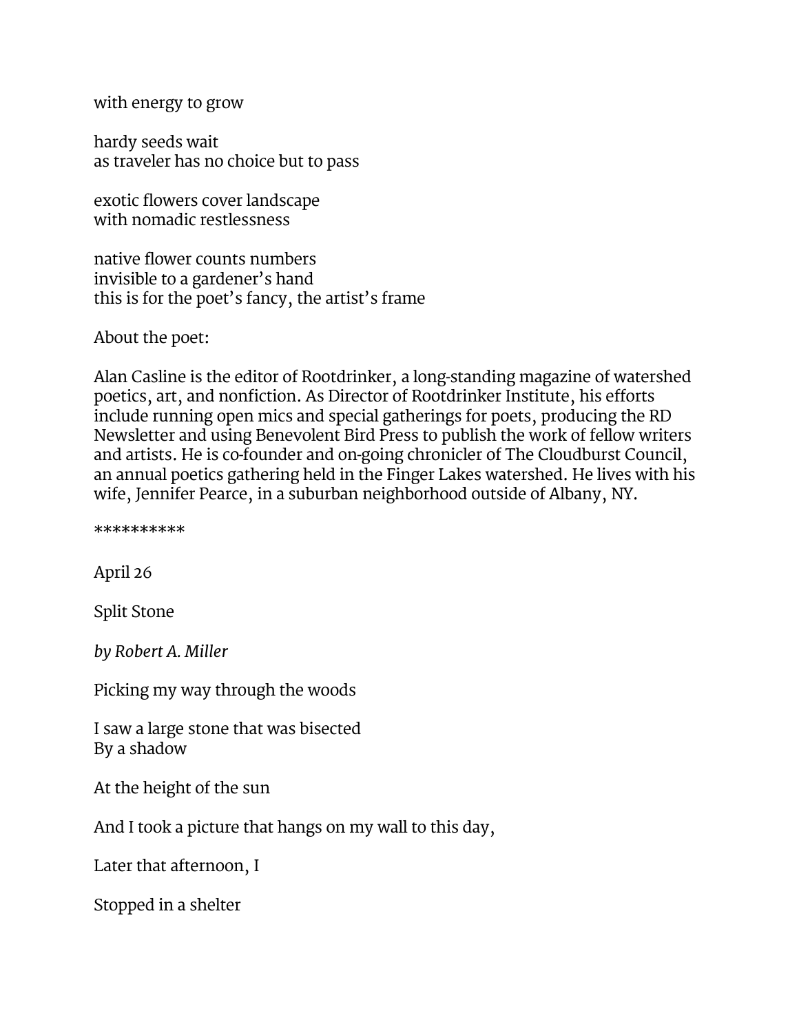with energy to grow

hardy seeds wait  
as traveler has no choice but to pass

exotic flowers cover landscape  
with nomadic restlessness

native flower counts numbers  
invisible to a gardener's hand  
this is for the poet's fancy, the artist's frame

About the poet:

Alan Casline is the editor of Rootdrinker, a long-standing magazine of watershed poetics, art, and nonfiction. As Director of Rootdrinker Institute, his efforts include running open mics and special gatherings for poets, producing the RD Newsletter and using Benevolent Bird Press to publish the work of fellow writers and artists. He is co-founder and on-going chronicler of The Cloudburst Council, an annual poetics gathering held in the Finger Lakes watershed. He lives with his wife, Jennifer Pearce, in a suburban neighborhood outside of Albany, NY.

**********

April 26

Split Stone

*by Robert A. Miller*

Picking my way through the woods

I saw a large stone that was bisected  
By a shadow

At the height of the sun

And I took a picture that hangs on my wall to this day,

Later that afternoon, I

Stopped in a shelter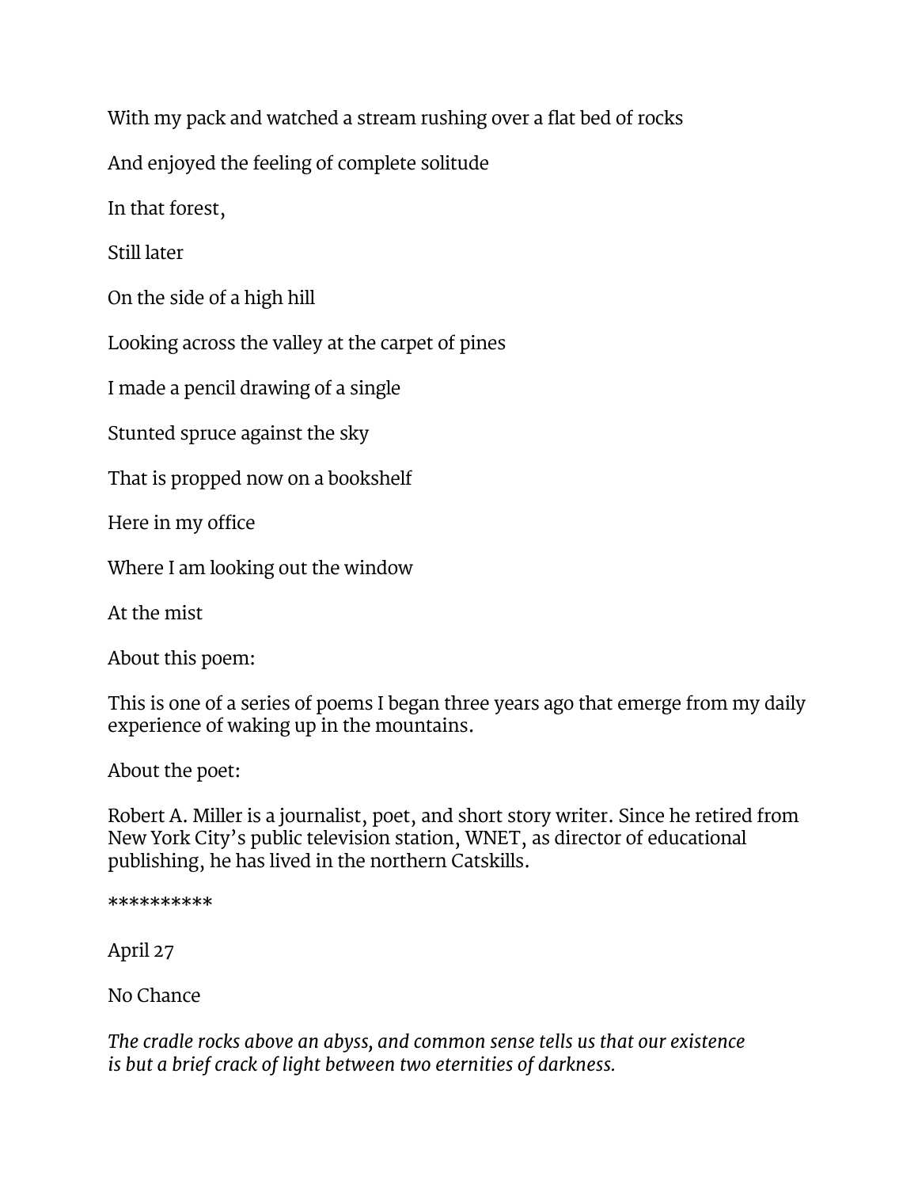With my pack and watched a stream rushing over a flat bed of rocks

And enjoyed the feeling of complete solitude

In that forest,

Still later

On the side of a high hill

Looking across the valley at the carpet of pines

I made a pencil drawing of a single

Stunted spruce against the sky

That is propped now on a bookshelf

Here in my office

Where I am looking out the window

At the mist

About this poem:

This is one of a series of poems I began three years ago that emerge from my daily experience of waking up in the mountains.

About the poet:

Robert A. Miller is a journalist, poet, and short story writer. Since he retired from New York City's public television station, WNET, as director of educational publishing, he has lived in the northern Catskills.

**********

April 27

No Chance

*The cradle rocks above an abyss, and common sense tells us that our existence is but a brief crack of light between two eternities of darkness.*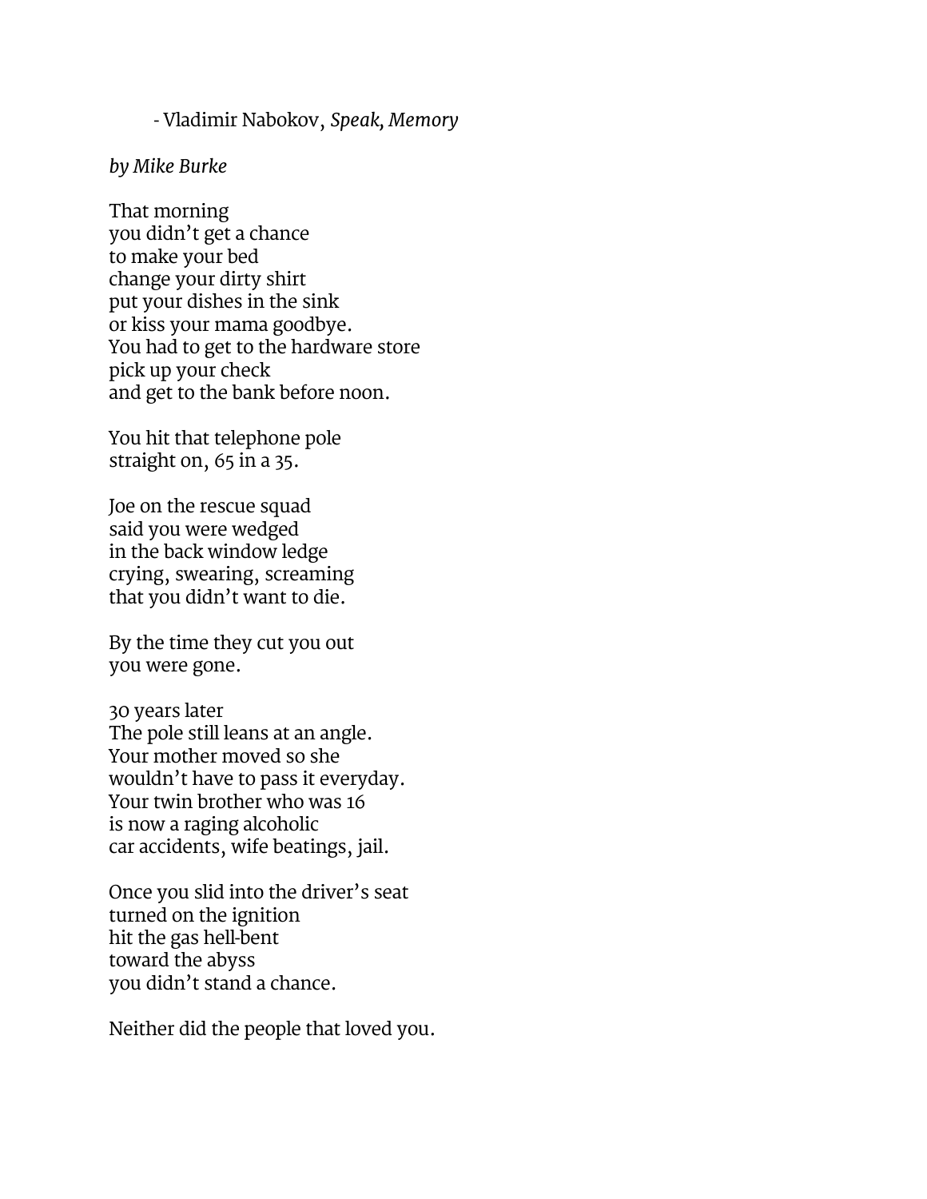- Vladimir Nabokov, *Speak, Memory*

*by Mike Burke*

That morning
you didn't get a chance
to make your bed
change your dirty shirt
put your dishes in the sink
or kiss your mama goodbye.
You had to get to the hardware store
pick up your check
and get to the bank before noon.

You hit that telephone pole
straight on, 65 in a 35.

Joe on the rescue squad
said you were wedged
in the back window ledge
crying, swearing, screaming
that you didn't want to die.

By the time they cut you out
you were gone.

30 years later
The pole still leans at an angle.
Your mother moved so she
wouldn't have to pass it everyday.
Your twin brother who was 16
is now a raging alcoholic
car accidents, wife beatings, jail.

Once you slid into the driver's seat
turned on the ignition
hit the gas hell-bent
toward the abyss
you didn't stand a chance.

Neither did the people that loved you.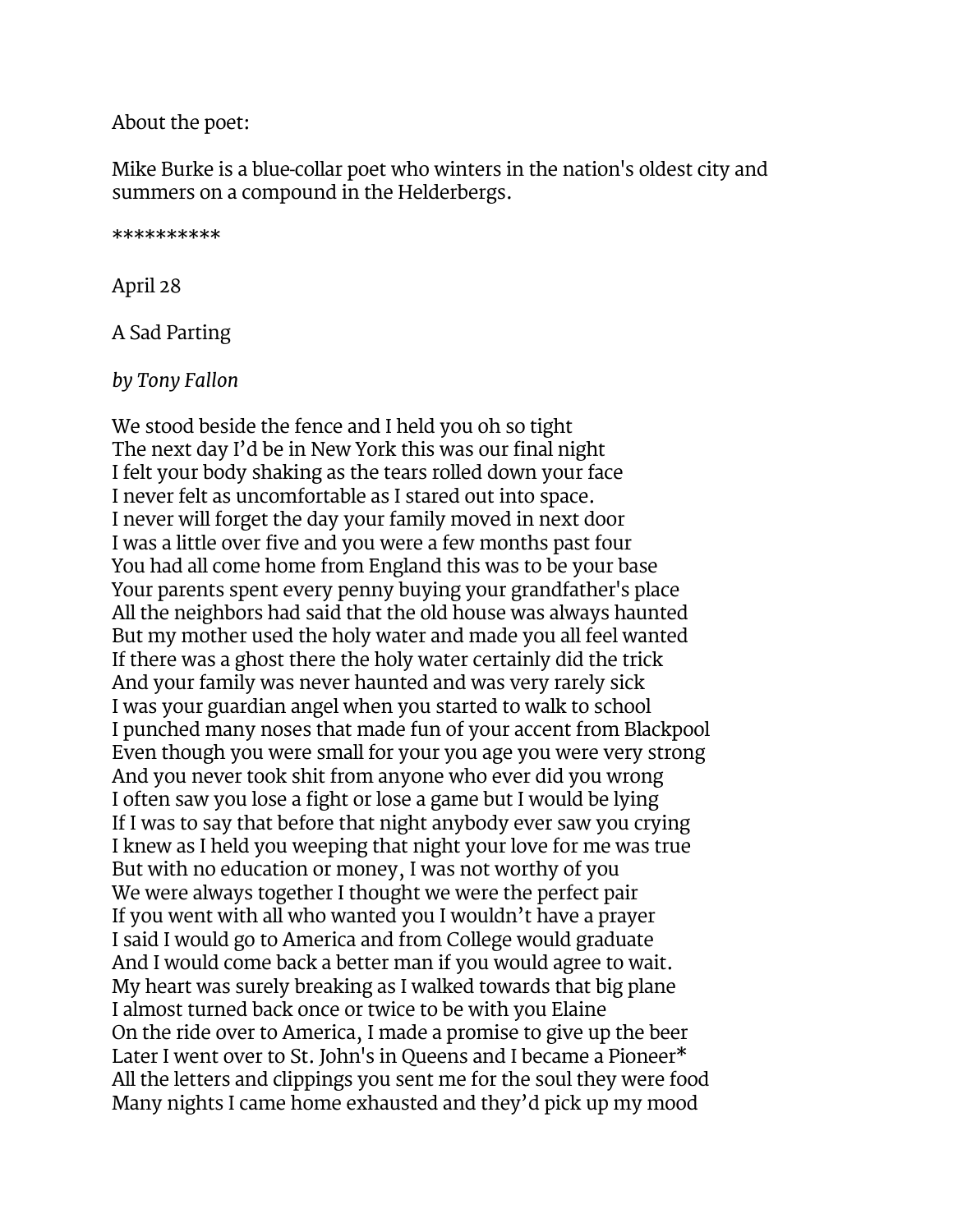About the poet:

Mike Burke is a blue-collar poet who winters in the nation's oldest city and summers on a compound in the Helderbergs.

**********

April 28

A Sad Parting

*by Tony Fallon*

We stood beside the fence and I held you oh so tight
The next day I'd be in New York this was our final night
I felt your body shaking as the tears rolled down your face
I never felt as uncomfortable as I stared out into space.
I never will forget the day your family moved in next door
I was a little over five and you were a few months past four
You had all come home from England this was to be your base
Your parents spent every penny buying your grandfather's place
All the neighbors had said that the old house was always haunted
But my mother used the holy water and made you all feel wanted
If there was a ghost there the holy water certainly did the trick
And your family was never haunted and was very rarely sick
I was your guardian angel when you started to walk to school
I punched many noses that made fun of your accent from Blackpool
Even though you were small for your you age you were very strong
And you never took shit from anyone who ever did you wrong
I often saw you lose a fight or lose a game but I would be lying
If I was to say that before that night anybody ever saw you crying
I knew as I held you weeping that night your love for me was true
But with no education or money, I was not worthy of you
We were always together I thought we were the perfect pair
If you went with all who wanted you I wouldn't have a prayer
I said I would go to America and from College would graduate
And I would come back a better man if you would agree to wait.
My heart was surely breaking as I walked towards that big plane
I almost turned back once or twice to be with you Elaine
On the ride over to America, I made a promise to give up the beer
Later I went over to St. John's in Queens and I became a Pioneer*
All the letters and clippings you sent me for the soul they were food
Many nights I came home exhausted and they'd pick up my mood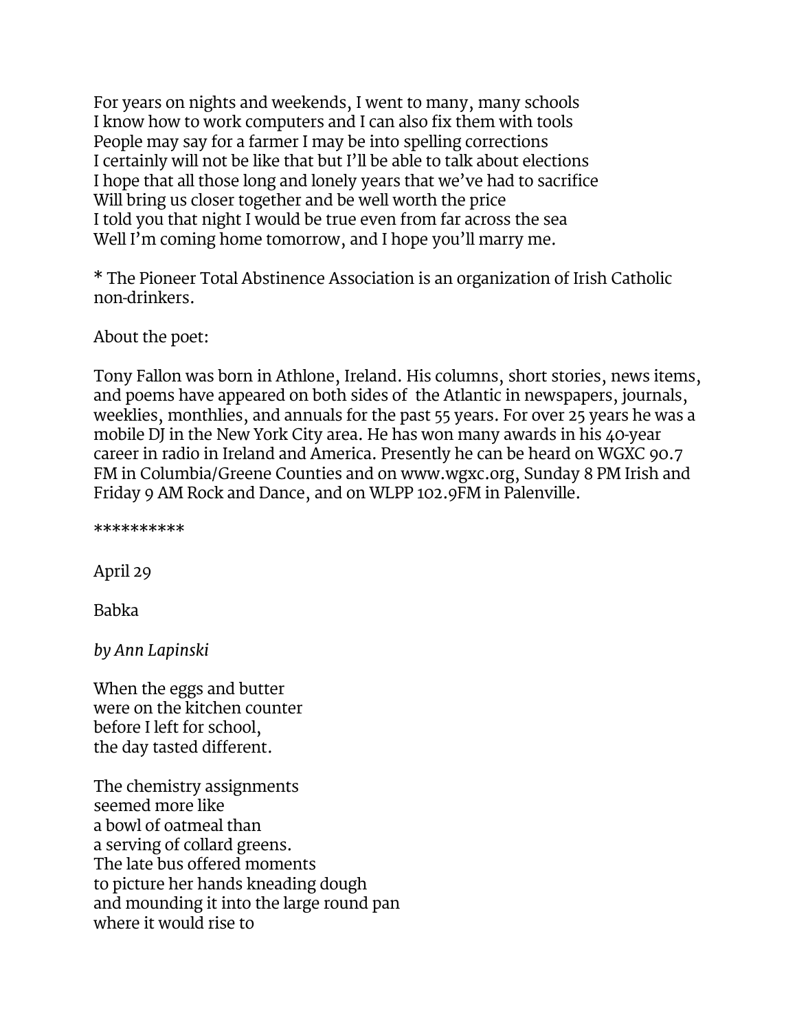For years on nights and weekends, I went to many, many schools  
I know how to work computers and I can also fix them with tools  
People may say for a farmer I may be into spelling corrections  
I certainly will not be like that but I'll be able to talk about elections  
I hope that all those long and lonely years that we've had to sacrifice  
Will bring us closer together and be well worth the price  
I told you that night I would be true even from far across the sea  
Well I'm coming home tomorrow, and I hope you'll marry me.

* The Pioneer Total Abstinence Association is an organization of Irish Catholic non-drinkers.

About the poet:

Tony Fallon was born in Athlone, Ireland. His columns, short stories, news items, and poems have appeared on both sides of the Atlantic in newspapers, journals, weeklies, monthlies, and annuals for the past 55 years. For over 25 years he was a mobile DJ in the New York City area. He has won many awards in his 40-year career in radio in Ireland and America. Presently he can be heard on WGXC 90.7 FM in Columbia/Greene Counties and on www.wgxc.org, Sunday 8 PM Irish and Friday 9 AM Rock and Dance, and on WLPP 102.9FM in Palenville.

**********

April 29

Babka

*by Ann Lapinski*

When the eggs and butter  
were on the kitchen counter  
before I left for school,  
the day tasted different.

The chemistry assignments  
seemed more like  
a bowl of oatmeal than  
a serving of collard greens.  
The late bus offered moments  
to picture her hands kneading dough  
and mounding it into the large round pan  
where it would rise to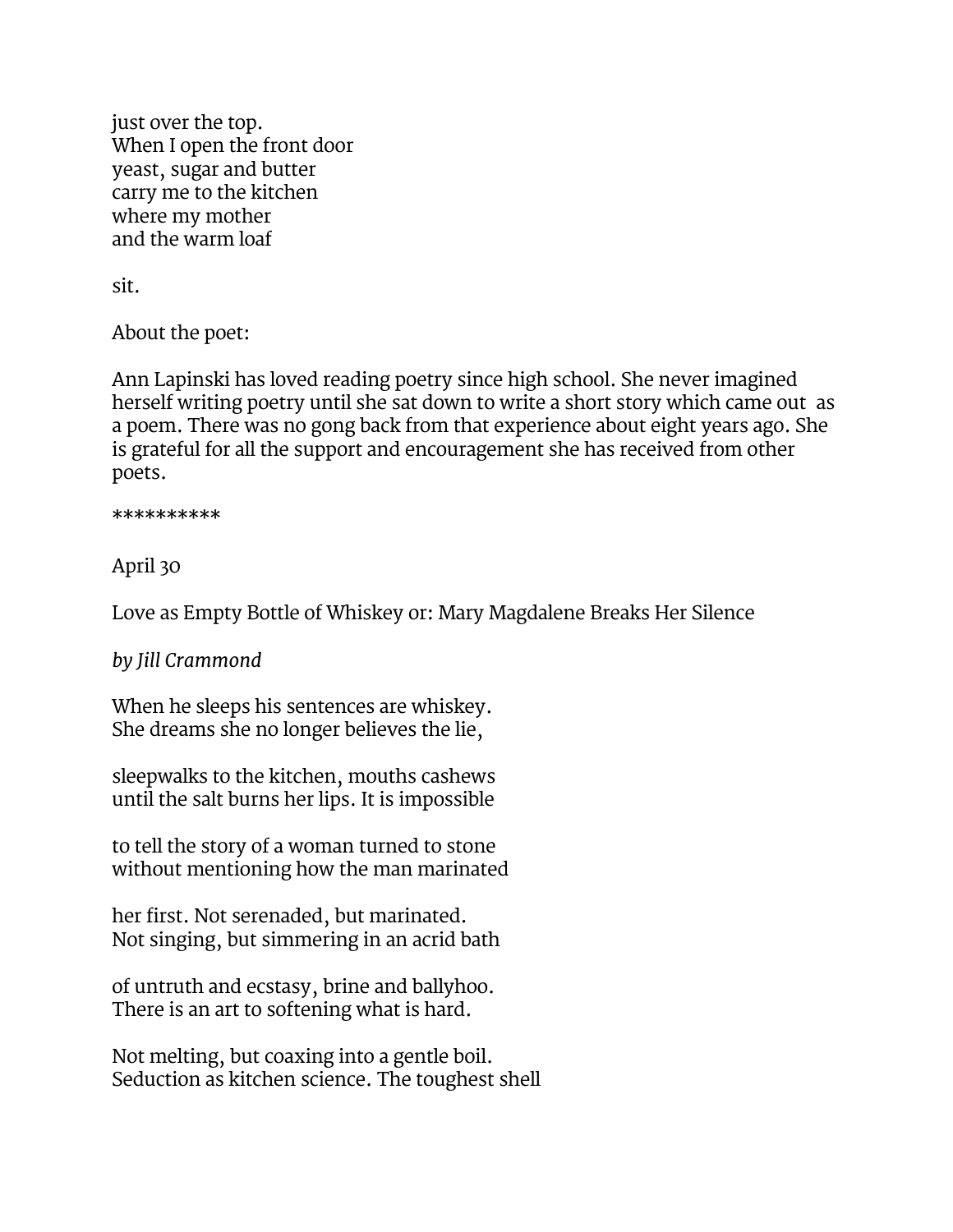just over the top.
When I open the front door
yeast, sugar and butter
carry me to the kitchen
where my mother
and the warm loaf

sit.

About the poet:

Ann Lapinski has loved reading poetry since high school. She never imagined herself writing poetry until she sat down to write a short story which came out as a poem. There was no gong back from that experience about eight years ago. She is grateful for all the support and encouragement she has received from other poets.

**********

April 30

Love as Empty Bottle of Whiskey or: Mary Magdalene Breaks Her Silence

*by Jill Crammond*

When he sleeps his sentences are whiskey.
She dreams she no longer believes the lie,

sleepwalks to the kitchen, mouths cashews
until the salt burns her lips. It is impossible

to tell the story of a woman turned to stone
without mentioning how the man marinated

her first. Not serenaded, but marinated.
Not singing, but simmering in an acrid bath

of untruth and ecstasy, brine and ballyhoo.
There is an art to softening what is hard.

Not melting, but coaxing into a gentle boil.
Seduction as kitchen science. The toughest shell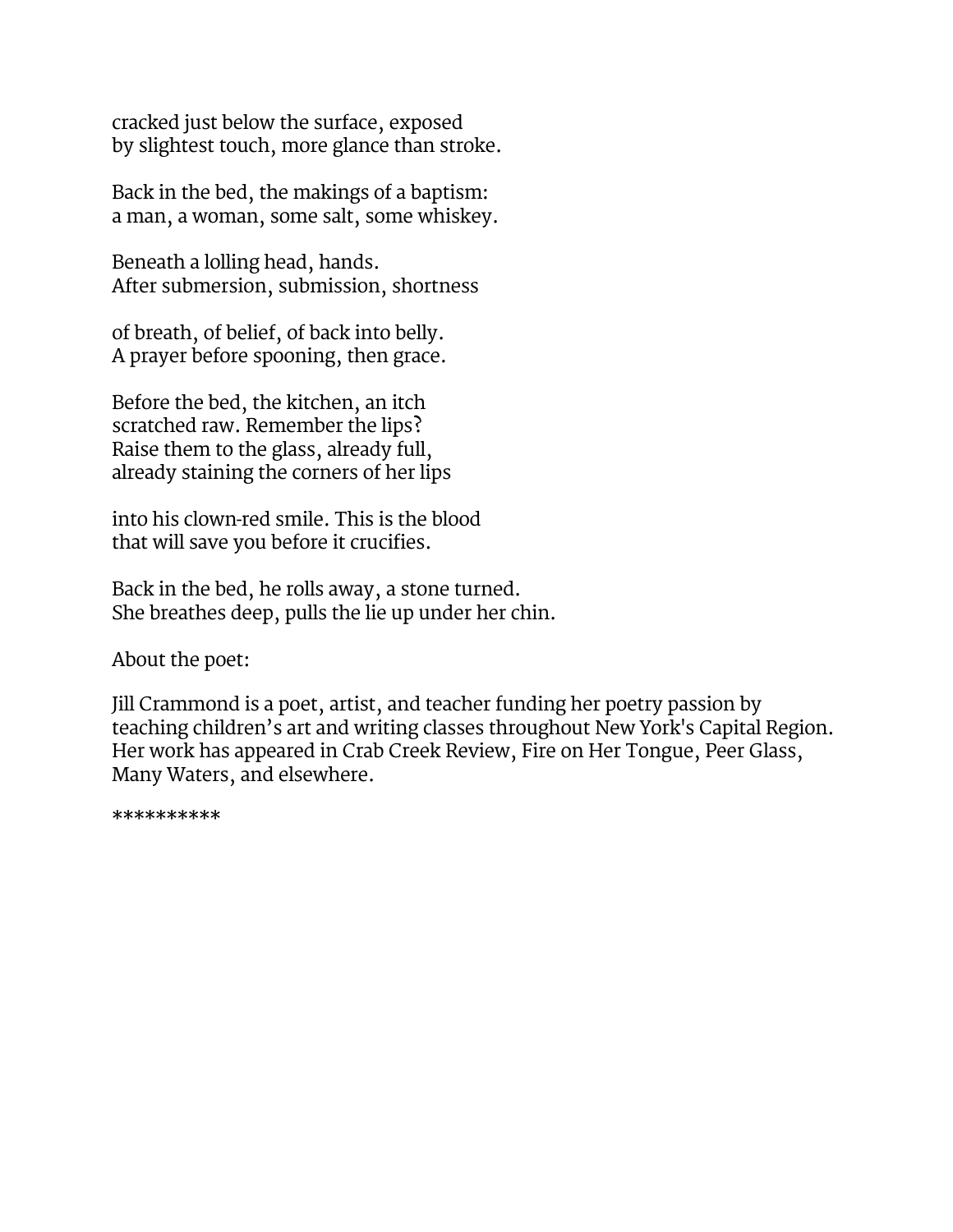cracked just below the surface, exposed
by slightest touch, more glance than stroke.

Back in the bed, the makings of a baptism:
a man, a woman, some salt, some whiskey.

Beneath a lolling head, hands.
After submersion, submission, shortness

of breath, of belief, of back into belly.
A prayer before spooning, then grace.

Before the bed, the kitchen, an itch
scratched raw. Remember the lips?
Raise them to the glass, already full,
already staining the corners of her lips

into his clown-red smile. This is the blood
that will save you before it crucifies.

Back in the bed, he rolls away, a stone turned.
She breathes deep, pulls the lie up under her chin.

About the poet:

Jill Crammond is a poet, artist, and teacher funding her poetry passion by teaching children's art and writing classes throughout New York's Capital Region. Her work has appeared in Crab Creek Review, Fire on Her Tongue, Peer Glass, Many Waters, and elsewhere.

**********